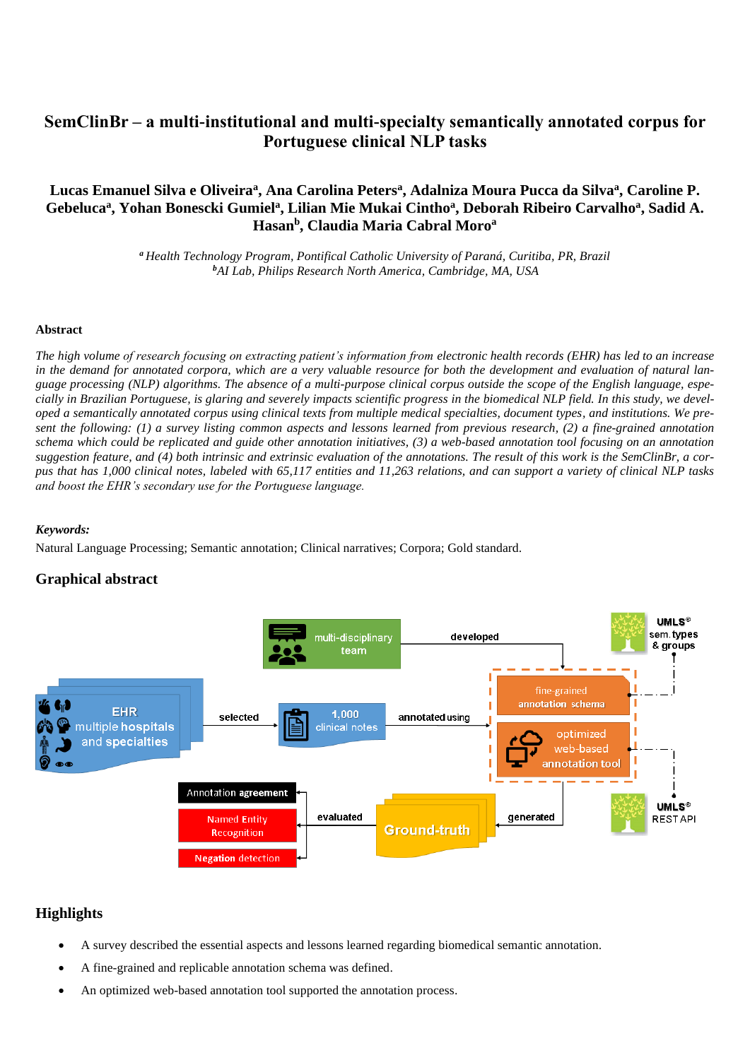# SemClinBr – a multi-institutional and multi-specialty semantically annotated corpus for Portuguese clinical NLP tasks

**Lucas Emanuel Silva e Oliveira[a], Ana Carolina Peters[a], Adalniza Moura Pucca da Silva[a], Caroline P. Gebeluca[a], Yohan Bonescki Gumiel[a], Lilian Mie Mukai Cintho[a], Deborah Ribeiro Carvalho[a], Sadid A. Hasan[b], Claudia Maria Cabral Moro[a]**

*[a] Health Technology Program, Pontifical Catholic University of Paraná, Curitiba, PR, Brazil*
*[b] AI Lab, Philips Research North America, Cambridge, MA, USA*

## Abstract

*The high volume of research focusing on extracting patient's information from electronic health records (EHR) has led to an increase in the demand for annotated corpora, which are a very valuable resource for both the development and evaluation of natural language processing (NLP) algorithms. The absence of a multi-purpose clinical corpus outside the scope of the English language, especially in Brazilian Portuguese, is glaring and severely impacts scientific progress in the biomedical NLP field. In this study, we developed a semantically annotated corpus using clinical texts from multiple medical specialties, document types, and institutions. We present the following: (1) a survey listing common aspects and lessons learned from previous research, (2) a fine-grained annotation schema which could be replicated and guide other annotation initiatives, (3) a web-based annotation tool focusing on an annotation suggestion feature, and (4) both intrinsic and extrinsic evaluation of the annotations. The result of this work is the SemClinBr, a corpus that has 1,000 clinical notes, labeled with 65,117 entities and 11,263 relations, and can support a variety of clinical NLP tasks and boost the EHR's secondary use for the Portuguese language.*

***Keywords:***

Natural Language Processing; Semantic annotation; Clinical narratives; Corpora; Gold standard.

## Graphical abstract

multi-disciplinary team — developed → fine-grained annotation schema; optimized web-based annotation tool (UMLS® sem. types & groups; UMLS® REST API)

EHR multiple hospitals and specialties — selected → 1,000 clinical notes — annotated using → fine-grained annotation schema / optimized web-based annotation tool — generated → Ground-truth — evaluated → Annotation agreement; Named Entity Recognition; Negation detection

## Highlights

- A survey described the essential aspects and lessons learned regarding biomedical semantic annotation.
- A fine-grained and replicable annotation schema was defined.
- An optimized web-based annotation tool supported the annotation process.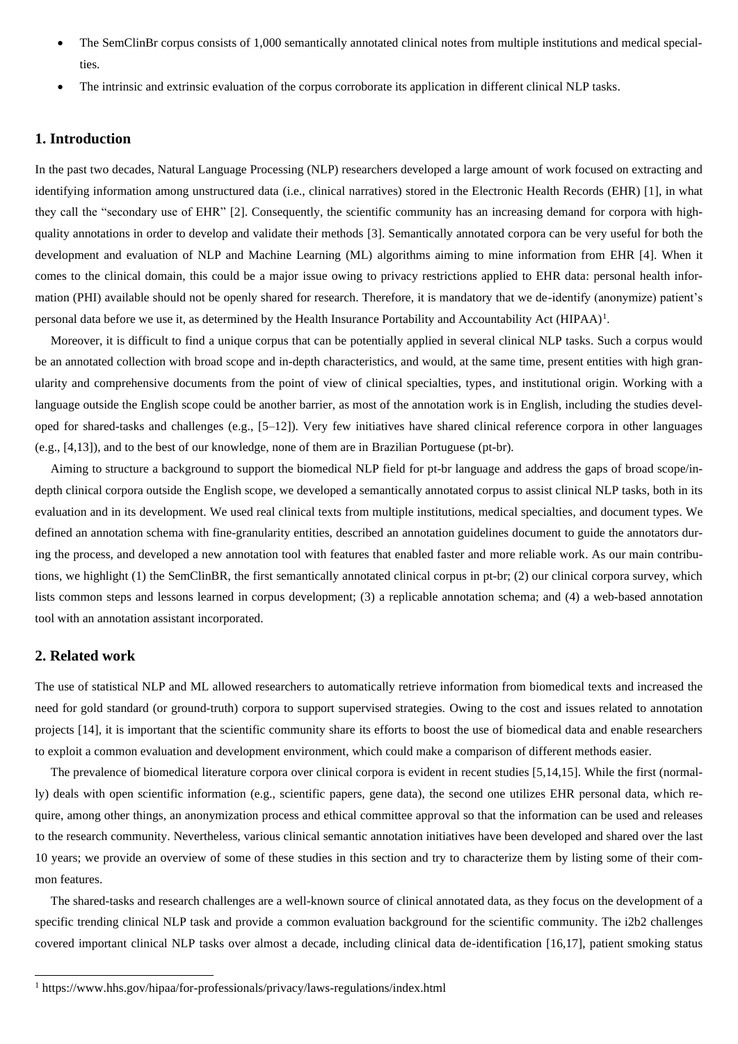- The SemClinBr corpus consists of 1,000 semantically annotated clinical notes from multiple institutions and medical specialties.
- The intrinsic and extrinsic evaluation of the corpus corroborate its application in different clinical NLP tasks.

## 1. Introduction

In the past two decades, Natural Language Processing (NLP) researchers developed a large amount of work focused on extracting and identifying information among unstructured data (i.e., clinical narratives) stored in the Electronic Health Records (EHR) [1], in what they call the "secondary use of EHR" [2]. Consequently, the scientific community has an increasing demand for corpora with high-quality annotations in order to develop and validate their methods [3]. Semantically annotated corpora can be very useful for both the development and evaluation of NLP and Machine Learning (ML) algorithms aiming to mine information from EHR [4]. When it comes to the clinical domain, this could be a major issue owing to privacy restrictions applied to EHR data: personal health information (PHI) available should not be openly shared for research. Therefore, it is mandatory that we de-identify (anonymize) patient's personal data before we use it, as determined by the Health Insurance Portability and Accountability Act (HIPAA)[1].

Moreover, it is difficult to find a unique corpus that can be potentially applied in several clinical NLP tasks. Such a corpus would be an annotated collection with broad scope and in-depth characteristics, and would, at the same time, present entities with high granularity and comprehensive documents from the point of view of clinical specialties, types, and institutional origin. Working with a language outside the English scope could be another barrier, as most of the annotation work is in English, including the studies developed for shared-tasks and challenges (e.g., [5–12]). Very few initiatives have shared clinical reference corpora in other languages (e.g., [4,13]), and to the best of our knowledge, none of them are in Brazilian Portuguese (pt-br).

Aiming to structure a background to support the biomedical NLP field for pt-br language and address the gaps of broad scope/in-depth clinical corpora outside the English scope, we developed a semantically annotated corpus to assist clinical NLP tasks, both in its evaluation and in its development. We used real clinical texts from multiple institutions, medical specialties, and document types. We defined an annotation schema with fine-granularity entities, described an annotation guidelines document to guide the annotators during the process, and developed a new annotation tool with features that enabled faster and more reliable work. As our main contributions, we highlight (1) the SemClinBR, the first semantically annotated clinical corpus in pt-br; (2) our clinical corpora survey, which lists common steps and lessons learned in corpus development; (3) a replicable annotation schema; and (4) a web-based annotation tool with an annotation assistant incorporated.

## 2. Related work

The use of statistical NLP and ML allowed researchers to automatically retrieve information from biomedical texts and increased the need for gold standard (or ground-truth) corpora to support supervised strategies. Owing to the cost and issues related to annotation projects [14], it is important that the scientific community share its efforts to boost the use of biomedical data and enable researchers to exploit a common evaluation and development environment, which could make a comparison of different methods easier.

The prevalence of biomedical literature corpora over clinical corpora is evident in recent studies [5,14,15]. While the first (normally) deals with open scientific information (e.g., scientific papers, gene data), the second one utilizes EHR personal data, which require, among other things, an anonymization process and ethical committee approval so that the information can be used and releases to the research community. Nevertheless, various clinical semantic annotation initiatives have been developed and shared over the last 10 years; we provide an overview of some of these studies in this section and try to characterize them by listing some of their common features.

The shared-tasks and research challenges are a well-known source of clinical annotated data, as they focus on the development of a specific trending clinical NLP task and provide a common evaluation background for the scientific community. The i2b2 challenges covered important clinical NLP tasks over almost a decade, including clinical data de-identification [16,17], patient smoking status

[1] https://www.hhs.gov/hipaa/for-professionals/privacy/laws-regulations/index.html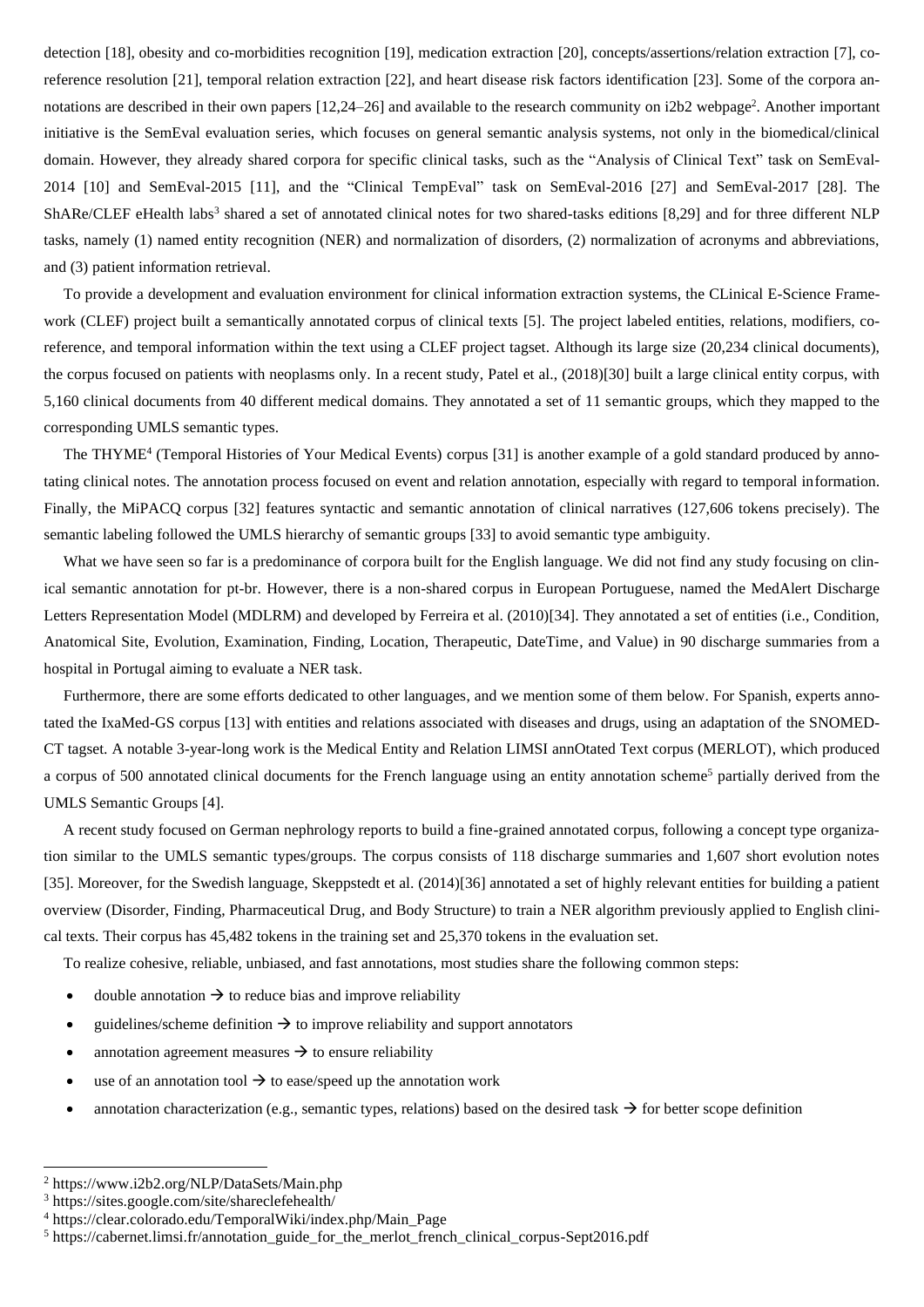detection [18], obesity and co-morbidities recognition [19], medication extraction [20], concepts/assertions/relation extraction [7], co-reference resolution [21], temporal relation extraction [22], and heart disease risk factors identification [23]. Some of the corpora annotations are described in their own papers [12,24–26] and available to the research community on i2b2 webpage[2]. Another important initiative is the SemEval evaluation series, which focuses on general semantic analysis systems, not only in the biomedical/clinical domain. However, they already shared corpora for specific clinical tasks, such as the "Analysis of Clinical Text" task on SemEval-2014 [10] and SemEval-2015 [11], and the "Clinical TempEval" task on SemEval-2016 [27] and SemEval-2017 [28]. The ShARe/CLEF eHealth labs[3] shared a set of annotated clinical notes for two shared-tasks editions [8,29] and for three different NLP tasks, namely (1) named entity recognition (NER) and normalization of disorders, (2) normalization of acronyms and abbreviations, and (3) patient information retrieval.

To provide a development and evaluation environment for clinical information extraction systems, the CLinical E-Science Framework (CLEF) project built a semantically annotated corpus of clinical texts [5]. The project labeled entities, relations, modifiers, co-reference, and temporal information within the text using a CLEF project tagset. Although its large size (20,234 clinical documents), the corpus focused on patients with neoplasms only. In a recent study, Patel et al., (2018)[30] built a large clinical entity corpus, with 5,160 clinical documents from 40 different medical domains. They annotated a set of 11 semantic groups, which they mapped to the corresponding UMLS semantic types.

The THYME[4] (Temporal Histories of Your Medical Events) corpus [31] is another example of a gold standard produced by annotating clinical notes. The annotation process focused on event and relation annotation, especially with regard to temporal information. Finally, the MiPACQ corpus [32] features syntactic and semantic annotation of clinical narratives (127,606 tokens precisely). The semantic labeling followed the UMLS hierarchy of semantic groups [33] to avoid semantic type ambiguity.

What we have seen so far is a predominance of corpora built for the English language. We did not find any study focusing on clinical semantic annotation for pt-br. However, there is a non-shared corpus in European Portuguese, named the MedAlert Discharge Letters Representation Model (MDLRM) and developed by Ferreira et al. (2010)[34]. They annotated a set of entities (i.e., Condition, Anatomical Site, Evolution, Examination, Finding, Location, Therapeutic, DateTime, and Value) in 90 discharge summaries from a hospital in Portugal aiming to evaluate a NER task.

Furthermore, there are some efforts dedicated to other languages, and we mention some of them below. For Spanish, experts annotated the IxaMed-GS corpus [13] with entities and relations associated with diseases and drugs, using an adaptation of the SNOMED-CT tagset. A notable 3-year-long work is the Medical Entity and Relation LIMSI annOtated Text corpus (MERLOT), which produced a corpus of 500 annotated clinical documents for the French language using an entity annotation scheme[5] partially derived from the UMLS Semantic Groups [4].

A recent study focused on German nephrology reports to build a fine-grained annotated corpus, following a concept type organization similar to the UMLS semantic types/groups. The corpus consists of 118 discharge summaries and 1,607 short evolution notes [35]. Moreover, for the Swedish language, Skeppstedt et al. (2014)[36] annotated a set of highly relevant entities for building a patient overview (Disorder, Finding, Pharmaceutical Drug, and Body Structure) to train a NER algorithm previously applied to English clinical texts. Their corpus has 45,482 tokens in the training set and 25,370 tokens in the evaluation set.

To realize cohesive, reliable, unbiased, and fast annotations, most studies share the following common steps:

- double annotation → to reduce bias and improve reliability
- guidelines/scheme definition → to improve reliability and support annotators
- annotation agreement measures → to ensure reliability
- use of an annotation tool → to ease/speed up the annotation work
- annotation characterization (e.g., semantic types, relations) based on the desired task → for better scope definition

[2] https://www.i2b2.org/NLP/DataSets/Main.php
[3] https://sites.google.com/site/shareclefehealth/
[4] https://clear.colorado.edu/TemporalWiki/index.php/Main_Page
[5] https://cabernet.limsi.fr/annotation_guide_for_the_merlot_french_clinical_corpus-Sept2016.pdf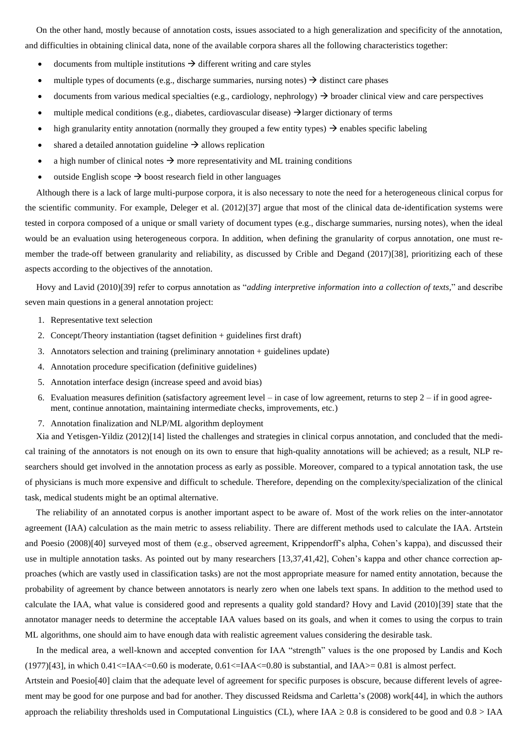On the other hand, mostly because of annotation costs, issues associated to a high generalization and specificity of the annotation, and difficulties in obtaining clinical data, none of the available corpora shares all the following characteristics together:

- documents from multiple institutions → different writing and care styles
- multiple types of documents (e.g., discharge summaries, nursing notes) → distinct care phases
- documents from various medical specialties (e.g., cardiology, nephrology) → broader clinical view and care perspectives
- multiple medical conditions (e.g., diabetes, cardiovascular disease) →larger dictionary of terms
- high granularity entity annotation (normally they grouped a few entity types) → enables specific labeling
- shared a detailed annotation guideline → allows replication
- a high number of clinical notes → more representativity and ML training conditions
- outside English scope → boost research field in other languages

Although there is a lack of large multi-purpose corpora, it is also necessary to note the need for a heterogeneous clinical corpus for the scientific community. For example, Deleger et al. (2012)[37] argue that most of the clinical data de-identification systems were tested in corpora composed of a unique or small variety of document types (e.g., discharge summaries, nursing notes), when the ideal would be an evaluation using heterogeneous corpora. In addition, when defining the granularity of corpus annotation, one must remember the trade-off between granularity and reliability, as discussed by Crible and Degand (2017)[38], prioritizing each of these aspects according to the objectives of the annotation.

Hovy and Lavid (2010)[39] refer to corpus annotation as "*adding interpretive information into a collection of texts,*" and describe seven main questions in a general annotation project:

1. Representative text selection
2. Concept/Theory instantiation (tagset definition + guidelines first draft)
3. Annotators selection and training (preliminary annotation + guidelines update)
4. Annotation procedure specification (definitive guidelines)
5. Annotation interface design (increase speed and avoid bias)
6. Evaluation measures definition (satisfactory agreement level – in case of low agreement, returns to step 2 – if in good agreement, continue annotation, maintaining intermediate checks, improvements, etc.)
7. Annotation finalization and NLP/ML algorithm deployment

Xia and Yetisgen-Yildiz (2012)[14] listed the challenges and strategies in clinical corpus annotation, and concluded that the medical training of the annotators is not enough on its own to ensure that high-quality annotations will be achieved; as a result, NLP researchers should get involved in the annotation process as early as possible. Moreover, compared to a typical annotation task, the use of physicians is much more expensive and difficult to schedule. Therefore, depending on the complexity/specialization of the clinical task, medical students might be an optimal alternative.

The reliability of an annotated corpus is another important aspect to be aware of. Most of the work relies on the inter-annotator agreement (IAA) calculation as the main metric to assess reliability. There are different methods used to calculate the IAA. Artstein and Poesio (2008)[40] surveyed most of them (e.g., observed agreement, Krippendorff's alpha, Cohen's kappa), and discussed their use in multiple annotation tasks. As pointed out by many researchers [13,37,41,42], Cohen's kappa and other chance correction approaches (which are vastly used in classification tasks) are not the most appropriate measure for named entity annotation, because the probability of agreement by chance between annotators is nearly zero when one labels text spans. In addition to the method used to calculate the IAA, what value is considered good and represents a quality gold standard? Hovy and Lavid (2010)[39] state that the annotator manager needs to determine the acceptable IAA values based on its goals, and when it comes to using the corpus to train ML algorithms, one should aim to have enough data with realistic agreement values considering the desirable task.

In the medical area, a well-known and accepted convention for IAA "strength" values is the one proposed by Landis and Koch (1977)[43], in which $0.41 <= IAA <= 0.60$ is moderate, $0.61 <= IAA <= 0.80$ is substantial, and $IAA >= 0.81$ is almost perfect.

Artstein and Poesio[40] claim that the adequate level of agreement for specific purposes is obscure, because different levels of agreement may be good for one purpose and bad for another. They discussed Reidsma and Carletta's (2008) work[44], in which the authors approach the reliability thresholds used in Computational Linguistics (CL), where $IAA \geq 0.8$ is considered to be good and $0.8 > IAA$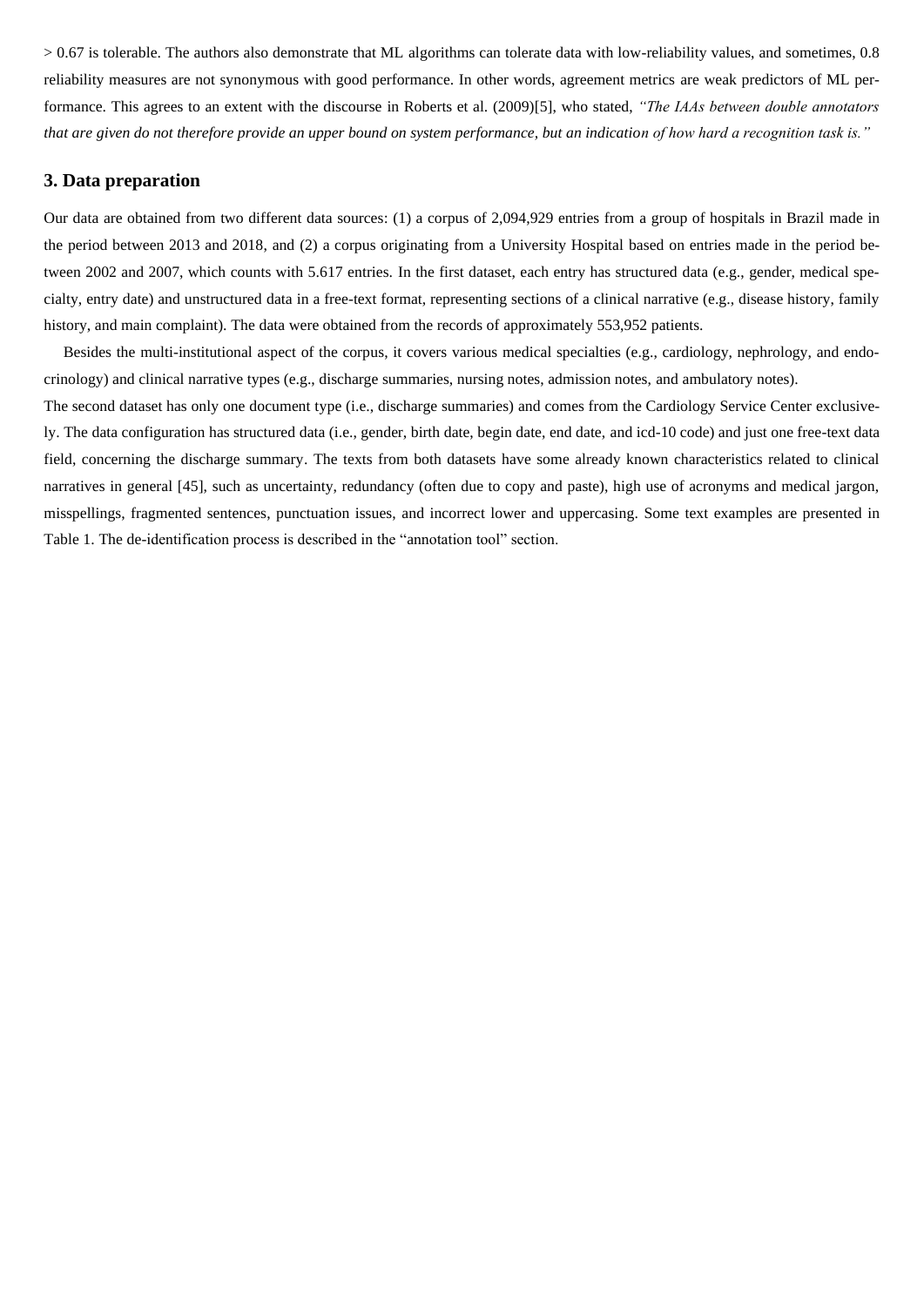> 0.67 is tolerable. The authors also demonstrate that ML algorithms can tolerate data with low-reliability values, and sometimes, 0.8 reliability measures are not synonymous with good performance. In other words, agreement metrics are weak predictors of ML performance. This agrees to an extent with the discourse in Roberts et al. (2009)[5], who stated, *"The IAAs between double annotators that are given do not therefore provide an upper bound on system performance, but an indication of how hard a recognition task is."*

## 3. Data preparation

Our data are obtained from two different data sources: (1) a corpus of 2,094,929 entries from a group of hospitals in Brazil made in the period between 2013 and 2018, and (2) a corpus originating from a University Hospital based on entries made in the period between 2002 and 2007, which counts with 5.617 entries. In the first dataset, each entry has structured data (e.g., gender, medical specialty, entry date) and unstructured data in a free-text format, representing sections of a clinical narrative (e.g., disease history, family history, and main complaint). The data were obtained from the records of approximately 553,952 patients.

Besides the multi-institutional aspect of the corpus, it covers various medical specialties (e.g., cardiology, nephrology, and endocrinology) and clinical narrative types (e.g., discharge summaries, nursing notes, admission notes, and ambulatory notes).

The second dataset has only one document type (i.e., discharge summaries) and comes from the Cardiology Service Center exclusively. The data configuration has structured data (i.e., gender, birth date, begin date, end date, and icd-10 code) and just one free-text data field, concerning the discharge summary. The texts from both datasets have some already known characteristics related to clinical narratives in general [45], such as uncertainty, redundancy (often due to copy and paste), high use of acronyms and medical jargon, misspellings, fragmented sentences, punctuation issues, and incorrect lower and uppercasing. Some text examples are presented in Table 1. The de-identification process is described in the "annotation tool" section.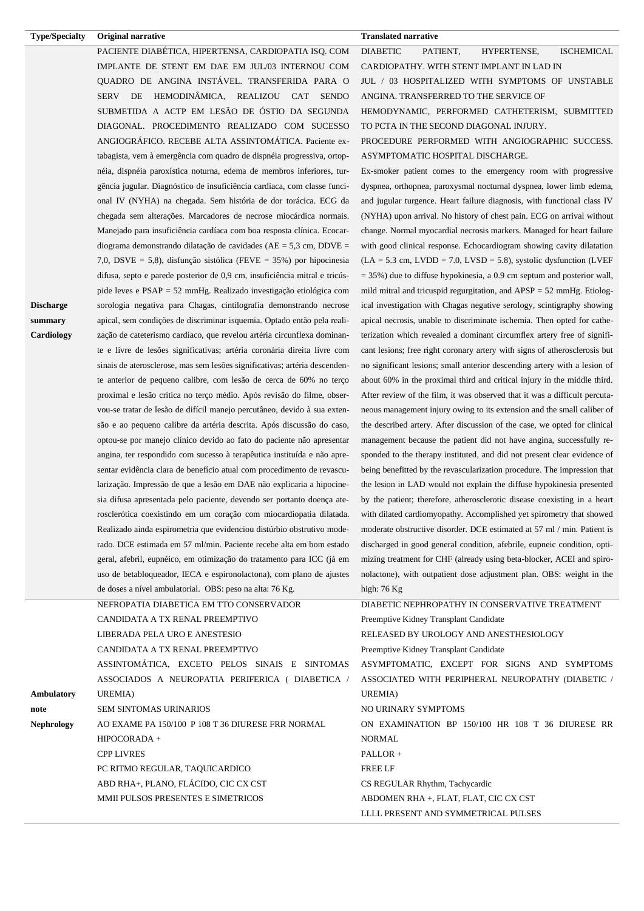| Type/Specialty | Original narrative | Translated narrative |
|---|---|---|
| **Discharge summary Cardiology** | PACIENTE DIABÉTICA, HIPERTENSA, CARDIOPATIA ISQ. COM IMPLANTE DE STENT EM DAE EM JUL/03 INTERNOU COM QUADRO DE ANGINA INSTÁVEL. TRANSFERIDA PARA O SERV DE HEMODINÂMICA, REALIZOU CAT SENDO SUBMETIDA A ACTP EM LESÃO DE ÓSTIO DA SEGUNDA DIAGONAL. PROCEDIMENTO REALIZADO COM SUCESSO ANGIOGRÁFICO. RECEBE ALTA ASSINTOMÁTICA. Paciente ex-tabagista, vem à emergência com quadro de dispnéia progressiva, ortopnéia, dispnéia paroxística noturna, edema de membros inferiores, turgência jugular. Diagnóstico de insuficiência cardíaca, com classe funcional IV (NYHA) na chegada. Sem história de dor torácica. ECG da chegada sem alterações. Marcadores de necrose miocárdica normais. Manejado para insuficiência cardíaca com boa resposta clínica. Ecocardiograma demonstrando dilatação de cavidades (AE = 5,3 cm, DDVE = 7,0, DSVE = 5,8), disfunção sistólica (FEVE = 35%) por hipocinesia difusa, septo e parede posterior de 0,9 cm, insuficiência mitral e tricúspide leves e PSAP = 52 mmHg. Realizado investigação etiológica com sorologia negativa para Chagas, cintilografia demonstrando necrose apical, sem condições de discriminar isquemia. Optado então pela realização de cateterismo cardíaco, que revelou artéria circunflexa dominante e livre de lesões significativas; artéria coronária direita livre com sinais de aterosclerose, mas sem lesões significativas; artéria descendente anterior de pequeno calibre, com lesão de cerca de 60% no terço proximal e lesão crítica no terço médio. Após revisão do filme, observou-se tratar de lesão de difícil manejo percutâneo, devido à sua extensão e ao pequeno calibre da artéria descrita. Após discussão do caso, optou-se por manejo clínico devido ao fato do paciente não apresentar angina, ter respondido com sucesso à terapêutica instituída e não apresentar evidência clara de benefício atual com procedimento de revascularização. Impressão de que a lesão em DAE não explicaria a hipocinesia difusa apresentada pelo paciente, devendo ser portanto doença aterosclerótica coexistindo em um coração com miocardiopatia dilatada. Realizado ainda espirometria que evidenciou distúrbio obstrutivo moderado. DCE estimada em 57 ml/min. Paciente recebe alta em bom estado geral, afebril, eupnéico, em otimização do tratamento para ICC (já em uso de betabloqueador, IECA e espironolactona), com plano de ajustes de doses a nível ambulatorial. OBS: peso na alta: 76 Kg. | DIABETIC PATIENT, HYPERTENSE, ISCHEMICAL CARDIOPATHY. WITH STENT IMPLANT IN LAD IN JUL / 03 HOSPITALIZED WITH SYMPTOMS OF UNSTABLE ANGINA. TRANSFERRED TO THE SERVICE OF HEMODYNAMIC, PERFORMED CATHETERISM, SUBMITTED TO PCTA IN THE SECOND DIAGONAL INJURY. PROCEDURE PERFORMED WITH ANGIOGRAPHIC SUCCESS. ASYMPTOMATIC HOSPITAL DISCHARGE. Ex-smoker patient comes to the emergency room with progressive dyspnea, orthopnea, paroxysmal nocturnal dyspnea, lower limb edema, and jugular turgence. Heart failure diagnosis, with functional class IV (NYHA) upon arrival. No history of chest pain. ECG on arrival without change. Normal myocardial necrosis markers. Managed for heart failure with good clinical response. Echocardiogram showing cavity dilatation (LA = 5.3 cm, LVDD = 7.0, LVSD = 5.8), systolic dysfunction (LVEF = 35%) due to diffuse hypokinesia, a 0.9 cm septum and posterior wall, mild mitral and tricuspid regurgitation, and APSP = 52 mmHg. Etiological investigation with Chagas negative serology, scintigraphy showing apical necrosis, unable to discriminate ischemia. Then opted for catheterization which revealed a dominant circumflex artery free of significant lesions; free right coronary artery with signs of atherosclerosis but no significant lesions; small anterior descending artery with a lesion of about 60% in the proximal third and critical injury in the middle third. After review of the film, it was observed that it was a difficult percutaneous management injury owing to its extension and the small caliber of the described artery. After discussion of the case, we opted for clinical management because the patient did not have angina, successfully responded to the therapy instituted, and did not present clear evidence of being benefitted by the revascularization procedure. The impression that the lesion in LAD would not explain the diffuse hypokinesia presented by the patient; therefore, atherosclerotic disease coexisting in a heart with dilated cardiomyopathy. Accomplished yet spirometry that showed moderate obstructive disorder. DCE estimated at 57 ml / min. Patient is discharged in good general condition, afebrile, eupneic condition, optimizing treatment for CHF (already using beta-blocker, ACEI and spironolactone), with outpatient dose adjustment plan. OBS: weight in the high: 76 Kg |
| **Ambulatory note Nephrology** | NEFROPATIA DIABETICA EM TTO CONSERVADOR<br>CANDIDATA A TX RENAL PREEMPTIVO<br>LIBERADA PELA URO E ANESTESIO<br>CANDIDATA A TX RENAL PREEMPTIVO<br>ASSINTOMÁTICA, EXCETO PELOS SINAIS E SINTOMAS ASSOCIADOS A NEUROPATIA PERIFERICA ( DIABETICA / UREMIA)<br>SEM SINTOMAS URINARIOS<br>AO EXAME PA 150/100 P 108 T 36 DIURESE FRR NORMAL<br>HIPOCORADA +<br>CPP LIVRES<br>PC RITMO REGULAR, TAQUICARDICO<br>ABD RHA+, PLANO, FLÁCIDO, CIC CX CST<br>MMII PULSOS PRESENTES E SIMETRICOS | DIABETIC NEPHROPATHY IN CONSERVATIVE TREATMENT<br>Preemptive Kidney Transplant Candidate<br>RELEASED BY UROLOGY AND ANESTHESIOLOGY<br>Preemptive Kidney Transplant Candidate<br>ASYMPTOMATIC, EXCEPT FOR SIGNS AND SYMPTOMS ASSOCIATED WITH PERIPHERAL NEUROPATHY (DIABETIC / UREMIA)<br>NO URINARY SYMPTOMS<br>ON EXAMINATION BP 150/100 HR 108 T 36 DIURESE RR NORMAL<br>PALLOR +<br>FREE LF<br>CS REGULAR Rhythm, Tachycardic<br>ABDOMEN RHA +, FLAT, FLAT, CIC CX CST<br>LLLL PRESENT AND SYMMETRICAL PULSES |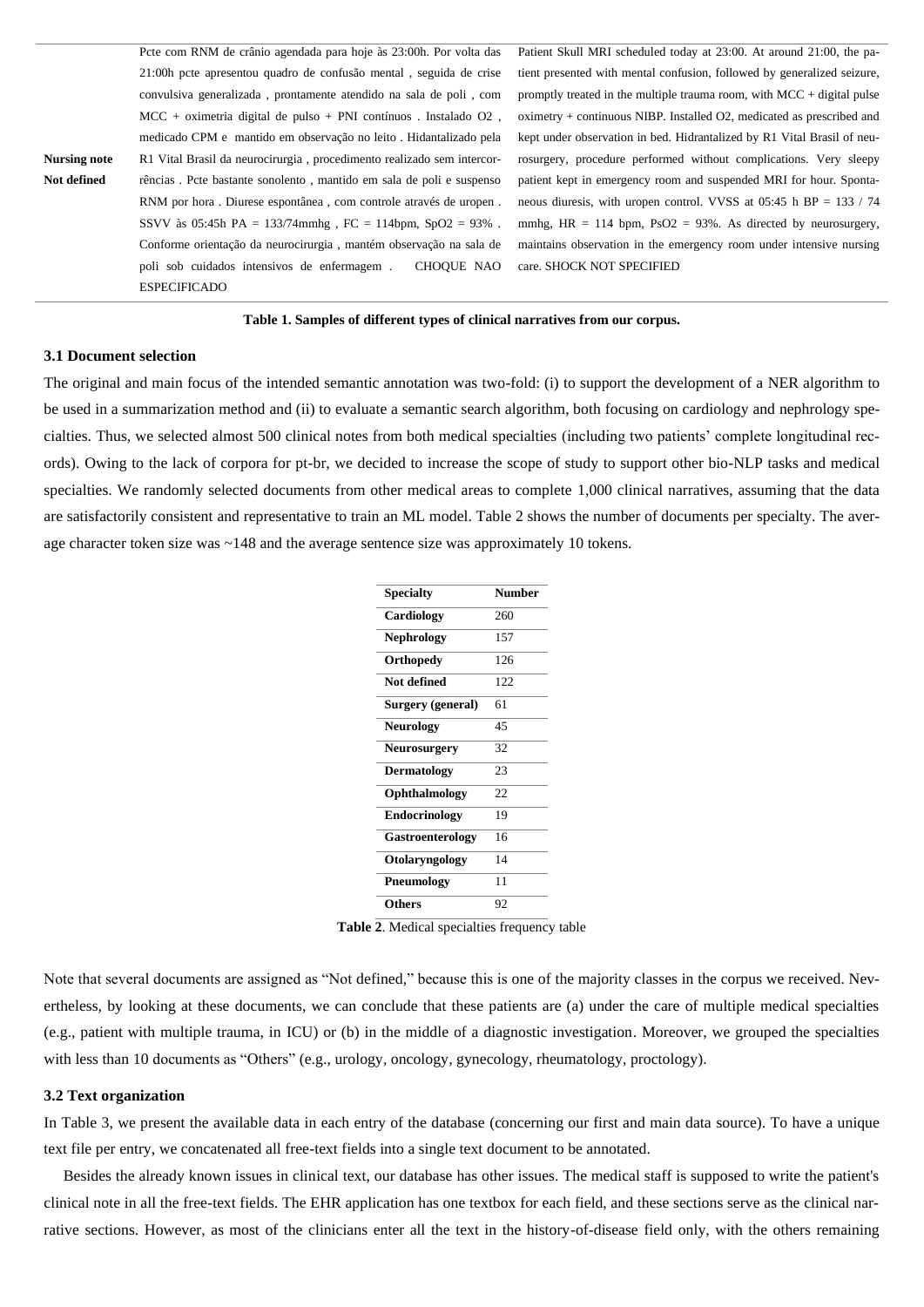| | | |
|---|---|---|
| **Nursing note Not defined** | Pcte com RNM de crânio agendada para hoje às 23:00h. Por volta das 21:00h pcte apresentou quadro de confusão mental , seguida de crise convulsiva generalizada , prontamente atendido na sala de poli , com MCC + oximetria digital de pulso + PNI contínuos . Instalado O2 , medicado CPM e mantido em observação no leito . Hidantalizado pela R1 Vital Brasil da neurocirurgia , procedimento realizado sem intercorrências . Pcte bastante sonolento , mantido em sala de poli e suspenso RNM por hora . Diurese espontânea , com controle através de uropen . SSVV às 05:45h PA = 133/74mmhg , FC = 114bpm, SpO2 = 93% . Conforme orientação da neurocirurgia , mantém observação na sala de poli sob cuidados intensivos de enfermagem . CHOQUE NAO ESPECIFICADO | Patient Skull MRI scheduled today at 23:00. At around 21:00, the patient presented with mental confusion, followed by generalized seizure, promptly treated in the multiple trauma room, with MCC + digital pulse oximetry + continuous NIBP. Installed O2, medicated as prescribed and kept under observation in bed. Hidrantalized by R1 Vital Brasil of neurosurgery, procedure performed without complications. Very sleepy patient kept in emergency room and suspended MRI for hour. Spontaneous diuresis, with uropen control. VVSS at 05:45 h BP = 133 / 74 mmhg, HR = 114 bpm, PsO2 = 93%. As directed by neurosurgery, maintains observation in the emergency room under intensive nursing care. SHOCK NOT SPECIFIED |

**Table 1. Samples of different types of clinical narratives from our corpus.**

### 3.1 Document selection

The original and main focus of the intended semantic annotation was two-fold: (i) to support the development of a NER algorithm to be used in a summarization method and (ii) to evaluate a semantic search algorithm, both focusing on cardiology and nephrology specialties. Thus, we selected almost 500 clinical notes from both medical specialties (including two patients' complete longitudinal records). Owing to the lack of corpora for pt-br, we decided to increase the scope of study to support other bio-NLP tasks and medical specialties. We randomly selected documents from other medical areas to complete 1,000 clinical narratives, assuming that the data are satisfactorily consistent and representative to train an ML model. Table 2 shows the number of documents per specialty. The average character token size was ~148 and the average sentence size was approximately 10 tokens.

| Specialty | Number |
|---|---|
| **Cardiology** | 260 |
| **Nephrology** | 157 |
| **Orthopedy** | 126 |
| **Not defined** | 122 |
| **Surgery (general)** | 61 |
| **Neurology** | 45 |
| **Neurosurgery** | 32 |
| **Dermatology** | 23 |
| **Ophthalmology** | 22 |
| **Endocrinology** | 19 |
| **Gastroenterology** | 16 |
| **Otolaryngology** | 14 |
| **Pneumology** | 11 |
| **Others** | 92 |

**Table 2**. Medical specialties frequency table

Note that several documents are assigned as "Not defined," because this is one of the majority classes in the corpus we received. Nevertheless, by looking at these documents, we can conclude that these patients are (a) under the care of multiple medical specialties (e.g., patient with multiple trauma, in ICU) or (b) in the middle of a diagnostic investigation. Moreover, we grouped the specialties with less than 10 documents as "Others" (e.g., urology, oncology, gynecology, rheumatology, proctology).

### 3.2 Text organization

In Table 3, we present the available data in each entry of the database (concerning our first and main data source). To have a unique text file per entry, we concatenated all free-text fields into a single text document to be annotated.

Besides the already known issues in clinical text, our database has other issues. The medical staff is supposed to write the patient's clinical note in all the free-text fields. The EHR application has one textbox for each field, and these sections serve as the clinical narrative sections. However, as most of the clinicians enter all the text in the history-of-disease field only, with the others remaining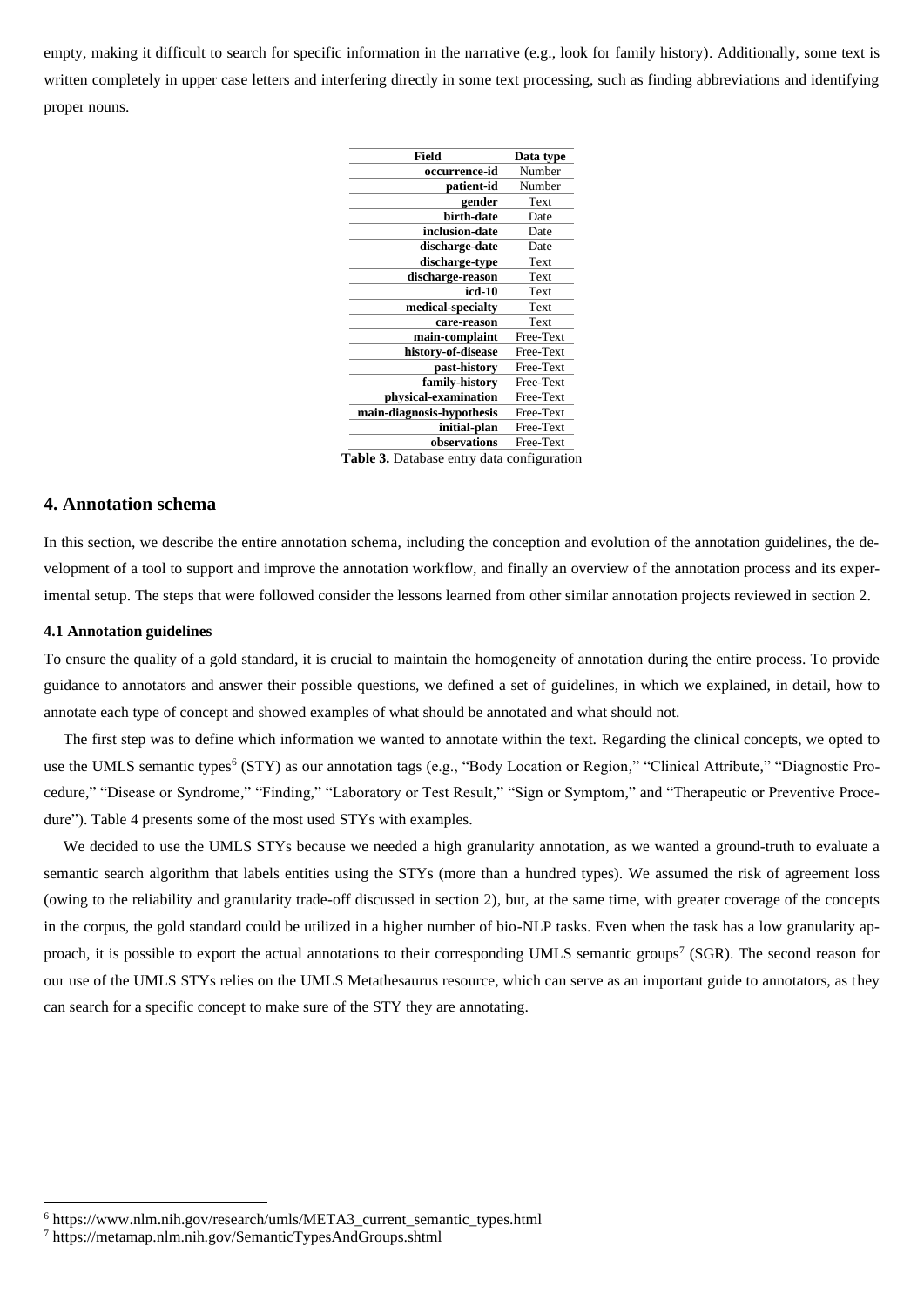empty, making it difficult to search for specific information in the narrative (e.g., look for family history). Additionally, some text is written completely in upper case letters and interfering directly in some text processing, such as finding abbreviations and identifying proper nouns.

| Field | Data type |
|---|---|
| **occurrence-id** | Number |
| **patient-id** | Number |
| **gender** | Text |
| **birth-date** | Date |
| **inclusion-date** | Date |
| **discharge-date** | Date |
| **discharge-type** | Text |
| **discharge-reason** | Text |
| **icd-10** | Text |
| **medical-specialty** | Text |
| **care-reason** | Text |
| **main-complaint** | Free-Text |
| **history-of-disease** | Free-Text |
| **past-history** | Free-Text |
| **family-history** | Free-Text |
| **physical-examination** | Free-Text |
| **main-diagnosis-hypothesis** | Free-Text |
| **initial-plan** | Free-Text |
| **observations** | Free-Text |

**Table 3.** Database entry data configuration

## 4. Annotation schema

In this section, we describe the entire annotation schema, including the conception and evolution of the annotation guidelines, the development of a tool to support and improve the annotation workflow, and finally an overview of the annotation process and its experimental setup. The steps that were followed consider the lessons learned from other similar annotation projects reviewed in section 2.

### 4.1 Annotation guidelines

To ensure the quality of a gold standard, it is crucial to maintain the homogeneity of annotation during the entire process. To provide guidance to annotators and answer their possible questions, we defined a set of guidelines, in which we explained, in detail, how to annotate each type of concept and showed examples of what should be annotated and what should not.

The first step was to define which information we wanted to annotate within the text. Regarding the clinical concepts, we opted to use the UMLS semantic types[6] (STY) as our annotation tags (e.g., "Body Location or Region," "Clinical Attribute," "Diagnostic Procedure," "Disease or Syndrome," "Finding," "Laboratory or Test Result," "Sign or Symptom," and "Therapeutic or Preventive Procedure"). Table 4 presents some of the most used STYs with examples.

We decided to use the UMLS STYs because we needed a high granularity annotation, as we wanted a ground-truth to evaluate a semantic search algorithm that labels entities using the STYs (more than a hundred types). We assumed the risk of agreement loss (owing to the reliability and granularity trade-off discussed in section 2), but, at the same time, with greater coverage of the concepts in the corpus, the gold standard could be utilized in a higher number of bio-NLP tasks. Even when the task has a low granularity approach, it is possible to export the actual annotations to their corresponding UMLS semantic groups[7] (SGR). The second reason for our use of the UMLS STYs relies on the UMLS Metathesaurus resource, which can serve as an important guide to annotators, as they can search for a specific concept to make sure of the STY they are annotating.

[6] https://www.nlm.nih.gov/research/umls/META3_current_semantic_types.html

[7] https://metamap.nlm.nih.gov/SemanticTypesAndGroups.shtml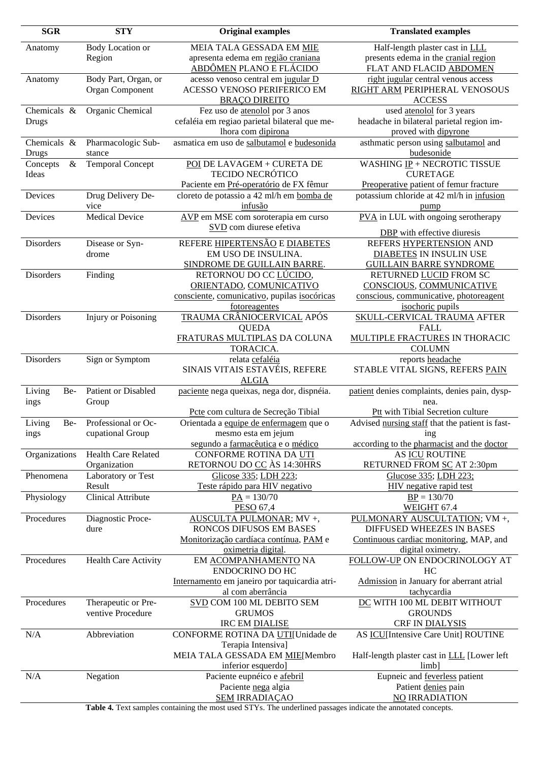| SGR | STY | Original examples | Translated examples |
|---|---|---|---|
| Anatomy | Body Location or Region | MEIA TALA GESSADA EM MIE<br>apresenta edema em região craniana<br>ABDÔMEN PLANO E FLÁCIDO | Half-length plaster cast in LLL<br>presents edema in the cranial region<br>FLAT AND FLACID ABDOMEN |
| Anatomy | Body Part, Organ, or Organ Component | acesso venoso central em jugular D<br>ACESSO VENOSO PERIFERICO EM BRAÇO DIREITO | right jugular central venous access<br>RIGHT ARM PERIPHERAL VENOSOUS ACCESS |
| Chemicals & Drugs | Organic Chemical | Fez uso de atenolol por 3 anos<br>cefaléia em regiao parietal bilateral que melhora com dipirona | used atenolol for 3 years<br>headache in bilateral parietal region improved with dipyrone |
| Chemicals & Drugs | Pharmacologic Substance | asmatica em uso de salbutamol e budesonida | asthmatic person using salbutamol and budesonide |
| Concepts & Ideas | Temporal Concept | POI DE LAVAGEM + CURETA DE TECIDO NECRÓTICO<br>Paciente em Pré-operatório de FX fêmur | WASHING IP + NECROTIC TISSUE CURETAGE<br>Preoperative patient of femur fracture |
| Devices | Drug Delivery Device | cloreto de potassio a 42 ml/h em bomba de infusão | potassium chloride at 42 ml/h in infusion pump |
| Devices | Medical Device | AVP em MSE com soroterapia em curso<br>SVD com diurese efetiva | PVA in LUL with ongoing serotherapy<br>DBP with effective diuresis |
| Disorders | Disease or Syndrome | REFERE HIPERTENSÃO E DIABETES EM USO DE INSULINA.<br>SINDROME DE GUILLAIN BARRE. | REFERS HYPERTENSION AND DIABETES IN INSULIN USE<br>GUILLAIN BARRE SYNDROME |
| Disorders | Finding | RETORNOU DO CC LÚCIDO, ORIENTADO, COMUNICATIVO<br>consciente, comunicativo, pupilas isocóricas fotoreagentes | RETURNED LUCID FROM SC CONSCIOUS, COMMUNICATIVE<br>conscious, communicative, photoreagent isochoric pupils |
| Disorders | Injury or Poisoning | TRAUMA CRÂNIOCERVICAL APÓS QUEDA<br>FRATURAS MULTIPLAS DA COLUNA TORACICA. | SKULL-CERVICAL TRAUMA AFTER FALL<br>MULTIPLE FRACTURES IN THORACIC COLUMN |
| Disorders | Sign or Symptom | relata cefaléia<br>SINAIS VITAIS ESTAVÉIS, REFERE ALGIA | reports headache<br>STABLE VITAL SIGNS, REFERS PAIN |
| Living Beings | Patient or Disabled Group | paciente nega queixas, nega dor, dispnéia.<br>Pcte com cultura de Secreção Tibial | patient denies complaints, denies pain, dyspnea.<br>Ptt with Tibial Secretion culture |
| Living Beings | Professional or Occupational Group | Orientada a equipe de enfermagem que o mesmo esta em jejum<br>segundo a farmacêutica e o médico | Advised nursing staff that the patient is fasting<br>according to the pharmacist and the doctor |
| Organizations | Health Care Related Organization | CONFORME ROTINA DA UTI<br>RETORNOU DO CC ÀS 14:30HRS | AS ICU ROUTINE<br>RETURNED FROM SC AT 2:30pm |
| Phenomena | Laboratory or Test Result | Glicose 335; LDH 223;<br>Teste rápido para HIV negativo | Glucose 335; LDH 223;<br>HIV negative rapid test |
| Physiology | Clinical Attribute | PA = 130/70<br>PESO 67,4 | BP = 130/70<br>WEIGHT 67.4 |
| Procedures | Diagnostic Procedure | AUSCULTA PULMONAR; MV +, RONCOS DIFUSOS EM BASES<br>Monitorização cardíaca contínua, PAM e oximetria digital. | PULMONARY AUSCULTATION; VM +, DIFFUSED WHEEZES IN BASES<br>Continuous cardiac monitoring, MAP, and digital oximetry. |
| Procedures | Health Care Activity | EM ACOMPANHAMENTO NA ENDOCRINO DO HC<br>Internamento em janeiro por taquicardia atrial com aberrância | FOLLOW-UP ON ENDOCRINOLOGY AT HC<br>Admission in January for aberrant atrial tachycardia |
| Procedures | Therapeutic or Preventive Procedure | SVD COM 100 ML DEBITO SEM GRUMOS<br>IRC EM DIALISE | DC WITH 100 ML DEBIT WITHOUT GROUNDS<br>CRF IN DIALYSIS |
| N/A | Abbreviation | CONFORME ROTINA DA UTI[Unidade de Terapia Intensiva]<br>MEIA TALA GESSADA EM MIE[Membro inferior esquerdo] | AS ICU[Intensive Care Unit] ROUTINE<br>Half-length plaster cast in LLL [Lower left limb] |
| N/A | Negation | Paciente eupnéico e afebril<br>Paciente nega algia<br>SEM IRRADIAÇAO | Eupneic and feverless patient<br>Patient denies pain<br>NO IRRADIATION |

**Table 4.** Text samples containing the most used STYs. The underlined passages indicate the annotated concepts.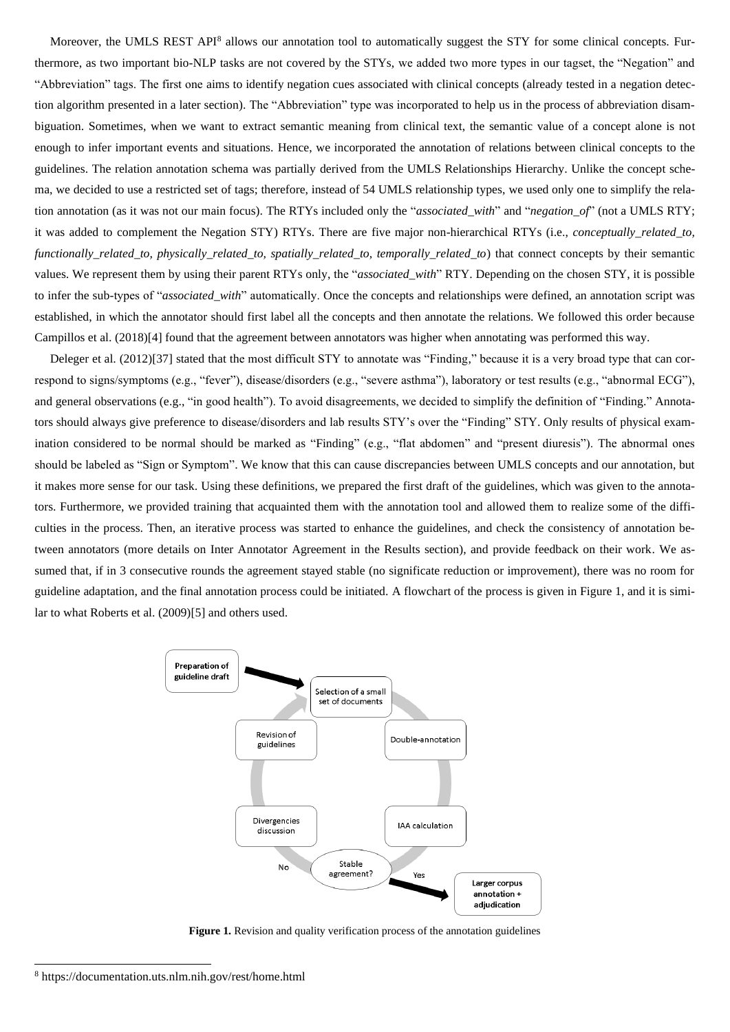Moreover, the UMLS REST API[8] allows our annotation tool to automatically suggest the STY for some clinical concepts. Furthermore, as two important bio-NLP tasks are not covered by the STYs, we added two more types in our tagset, the "Negation" and "Abbreviation" tags. The first one aims to identify negation cues associated with clinical concepts (already tested in a negation detection algorithm presented in a later section). The "Abbreviation" type was incorporated to help us in the process of abbreviation disambiguation. Sometimes, when we want to extract semantic meaning from clinical text, the semantic value of a concept alone is not enough to infer important events and situations. Hence, we incorporated the annotation of relations between clinical concepts to the guidelines. The relation annotation schema was partially derived from the UMLS Relationships Hierarchy. Unlike the concept schema, we decided to use a restricted set of tags; therefore, instead of 54 UMLS relationship types, we used only one to simplify the relation annotation (as it was not our main focus). The RTYs included only the "*associated_with*" and "*negation_of*" (not a UMLS RTY; it was added to complement the Negation STY) RTYs. There are five major non-hierarchical RTYs (i.e., *conceptually_related_to, functionally_related_to, physically_related_to, spatially_related_to, temporally_related_to*) that connect concepts by their semantic values. We represent them by using their parent RTYs only, the "*associated_with*" RTY. Depending on the chosen STY, it is possible to infer the sub-types of "*associated_with*" automatically. Once the concepts and relationships were defined, an annotation script was established, in which the annotator should first label all the concepts and then annotate the relations. We followed this order because Campillos et al. (2018)[4] found that the agreement between annotators was higher when annotating was performed this way.

Deleger et al. (2012)[37] stated that the most difficult STY to annotate was "Finding," because it is a very broad type that can correspond to signs/symptoms (e.g., "fever"), disease/disorders (e.g., "severe asthma"), laboratory or test results (e.g., "abnormal ECG"), and general observations (e.g., "in good health"). To avoid disagreements, we decided to simplify the definition of "Finding." Annotators should always give preference to disease/disorders and lab results STY's over the "Finding" STY. Only results of physical examination considered to be normal should be marked as "Finding" (e.g., "flat abdomen" and "present diuresis"). The abnormal ones should be labeled as "Sign or Symptom". We know that this can cause discrepancies between UMLS concepts and our annotation, but it makes more sense for our task. Using these definitions, we prepared the first draft of the guidelines, which was given to the annotators. Furthermore, we provided training that acquainted them with the annotation tool and allowed them to realize some of the difficulties in the process. Then, an iterative process was started to enhance the guidelines, and check the consistency of annotation between annotators (more details on Inter Annotator Agreement in the Results section), and provide feedback on their work. We assumed that, if in 3 consecutive rounds the agreement stayed stable (no significate reduction or improvement), there was no room for guideline adaptation, and the final annotation process could be initiated. A flowchart of the process is given in Figure 1, and it is similar to what Roberts et al. (2009)[5] and others used.

Preparation of guideline draft → Selection of a small set of documents → Double-annotation → IAA calculation → Stable agreement? (Yes → Larger corpus annotation + adjudication; No → Divergencies discussion → Revision of guidelines → Selection of a small set of documents)

**Figure 1.** Revision and quality verification process of the annotation guidelines

[8] https://documentation.uts.nlm.nih.gov/rest/home.html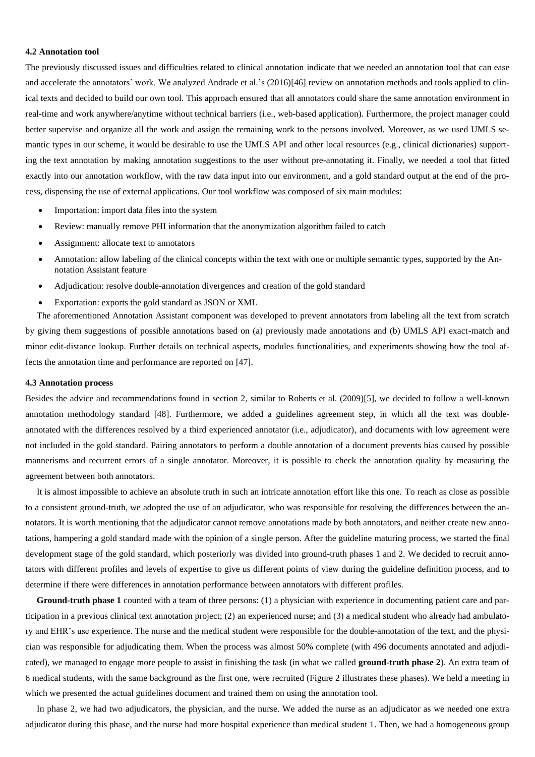### 4.2 Annotation tool

The previously discussed issues and difficulties related to clinical annotation indicate that we needed an annotation tool that can ease and accelerate the annotators' work. We analyzed Andrade et al.'s (2016)[46] review on annotation methods and tools applied to clinical texts and decided to build our own tool. This approach ensured that all annotators could share the same annotation environment in real-time and work anywhere/anytime without technical barriers (i.e., web-based application). Furthermore, the project manager could better supervise and organize all the work and assign the remaining work to the persons involved. Moreover, as we used UMLS semantic types in our scheme, it would be desirable to use the UMLS API and other local resources (e.g., clinical dictionaries) supporting the text annotation by making annotation suggestions to the user without pre-annotating it. Finally, we needed a tool that fitted exactly into our annotation workflow, with the raw data input into our environment, and a gold standard output at the end of the process, dispensing the use of external applications. Our tool workflow was composed of six main modules:

- Importation: import data files into the system
- Review: manually remove PHI information that the anonymization algorithm failed to catch
- Assignment: allocate text to annotators
- Annotation: allow labeling of the clinical concepts within the text with one or multiple semantic types, supported by the Annotation Assistant feature
- Adjudication: resolve double-annotation divergences and creation of the gold standard
- Exportation: exports the gold standard as JSON or XML

The aforementioned Annotation Assistant component was developed to prevent annotators from labeling all the text from scratch by giving them suggestions of possible annotations based on (a) previously made annotations and (b) UMLS API exact-match and minor edit-distance lookup. Further details on technical aspects, modules functionalities, and experiments showing how the tool affects the annotation time and performance are reported on [47].

### 4.3 Annotation process

Besides the advice and recommendations found in section 2, similar to Roberts et al. (2009)[5], we decided to follow a well-known annotation methodology standard [48]. Furthermore, we added a guidelines agreement step, in which all the text was double-annotated with the differences resolved by a third experienced annotator (i.e., adjudicator), and documents with low agreement were not included in the gold standard. Pairing annotators to perform a double annotation of a document prevents bias caused by possible mannerisms and recurrent errors of a single annotator. Moreover, it is possible to check the annotation quality by measuring the agreement between both annotators.

It is almost impossible to achieve an absolute truth in such an intricate annotation effort like this one. To reach as close as possible to a consistent ground-truth, we adopted the use of an adjudicator, who was responsible for resolving the differences between the annotators. It is worth mentioning that the adjudicator cannot remove annotations made by both annotators, and neither create new annotations, hampering a gold standard made with the opinion of a single person. After the guideline maturing process, we started the final development stage of the gold standard, which posteriorly was divided into ground-truth phases 1 and 2. We decided to recruit annotators with different profiles and levels of expertise to give us different points of view during the guideline definition process, and to determine if there were differences in annotation performance between annotators with different profiles.

**Ground-truth phase 1** counted with a team of three persons: (1) a physician with experience in documenting patient care and participation in a previous clinical text annotation project; (2) an experienced nurse; and (3) a medical student who already had ambulatory and EHR's use experience. The nurse and the medical student were responsible for the double-annotation of the text, and the physician was responsible for adjudicating them. When the process was almost 50% complete (with 496 documents annotated and adjudicated), we managed to engage more people to assist in finishing the task (in what we called **ground-truth phase 2**). An extra team of 6 medical students, with the same background as the first one, were recruited (Figure 2 illustrates these phases). We held a meeting in which we presented the actual guidelines document and trained them on using the annotation tool.

In phase 2, we had two adjudicators, the physician, and the nurse. We added the nurse as an adjudicator as we needed one extra adjudicator during this phase, and the nurse had more hospital experience than medical student 1. Then, we had a homogeneous group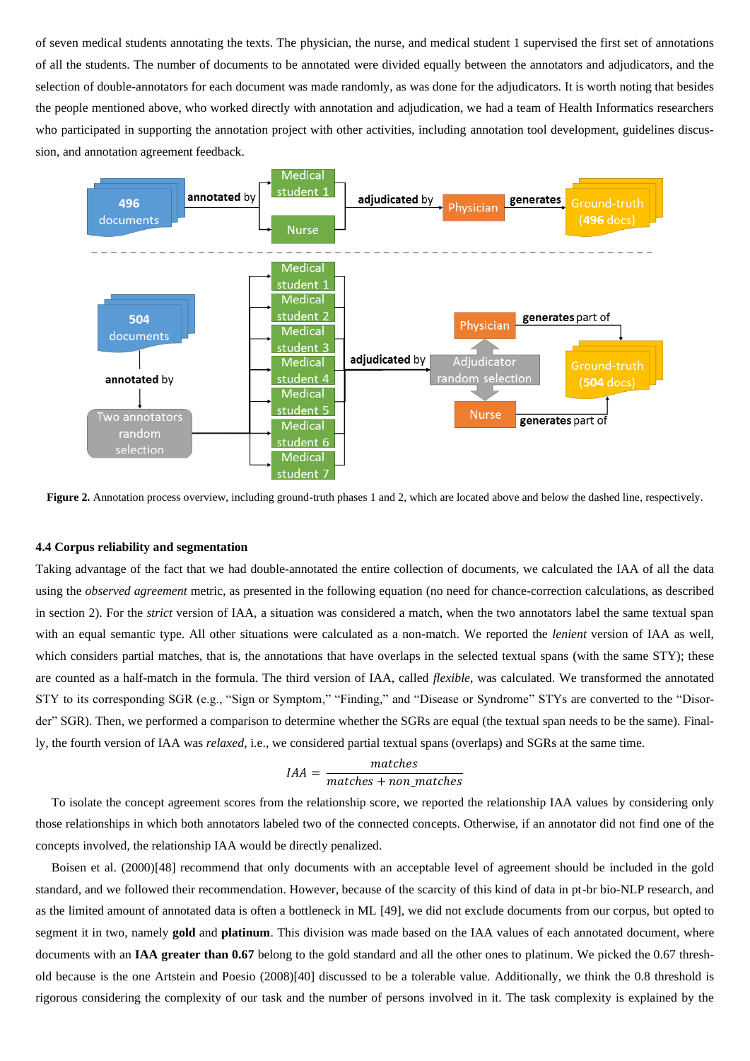of seven medical students annotating the texts. The physician, the nurse, and medical student 1 supervised the first set of annotations of all the students. The number of documents to be annotated were divided equally between the annotators and adjudicators, and the selection of double-annotators for each document was made randomly, as was done for the adjudicators. It is worth noting that besides the people mentioned above, who worked directly with annotation and adjudication, we had a team of Health Informatics researchers who participated in supporting the annotation project with other activities, including annotation tool development, guidelines discussion, and annotation agreement feedback.

**Figure 2.** Annotation process overview, including ground-truth phases 1 and 2, which are located above and below the dashed line, respectively.

### 4.4 Corpus reliability and segmentation

Taking advantage of the fact that we had double-annotated the entire collection of documents, we calculated the IAA of all the data using the *observed agreement* metric, as presented in the following equation (no need for chance-correction calculations, as described in section 2). For the *strict* version of IAA, a situation was considered a match, when the two annotators label the same textual span with an equal semantic type. All other situations were calculated as a non-match. We reported the *lenient* version of IAA as well, which considers partial matches, that is, the annotations that have overlaps in the selected textual spans (with the same STY); these are counted as a half-match in the formula. The third version of IAA, called *flexible*, was calculated. We transformed the annotated STY to its corresponding SGR (e.g., "Sign or Symptom," "Finding," and "Disease or Syndrome" STYs are converted to the "Disorder" SGR). Then, we performed a comparison to determine whether the SGRs are equal (the textual span needs to be the same). Finally, the fourth version of IAA was *relaxed*, i.e., we considered partial textual spans (overlaps) and SGRs at the same time.

$$IAA = \frac{matches}{matches + non\_matches}$$

To isolate the concept agreement scores from the relationship score, we reported the relationship IAA values by considering only those relationships in which both annotators labeled two of the connected concepts. Otherwise, if an annotator did not find one of the concepts involved, the relationship IAA would be directly penalized.

Boisen et al. (2000)[48] recommend that only documents with an acceptable level of agreement should be included in the gold standard, and we followed their recommendation. However, because of the scarcity of this kind of data in pt-br bio-NLP research, and as the limited amount of annotated data is often a bottleneck in ML [49], we did not exclude documents from our corpus, but opted to segment it in two, namely **gold** and **platinum**. This division was made based on the IAA values of each annotated document, where documents with an **IAA greater than 0.67** belong to the gold standard and all the other ones to platinum. We picked the 0.67 threshold because is the one Artstein and Poesio (2008)[40] discussed to be a tolerable value. Additionally, we think the 0.8 threshold is rigorous considering the complexity of our task and the number of persons involved in it. The task complexity is explained by the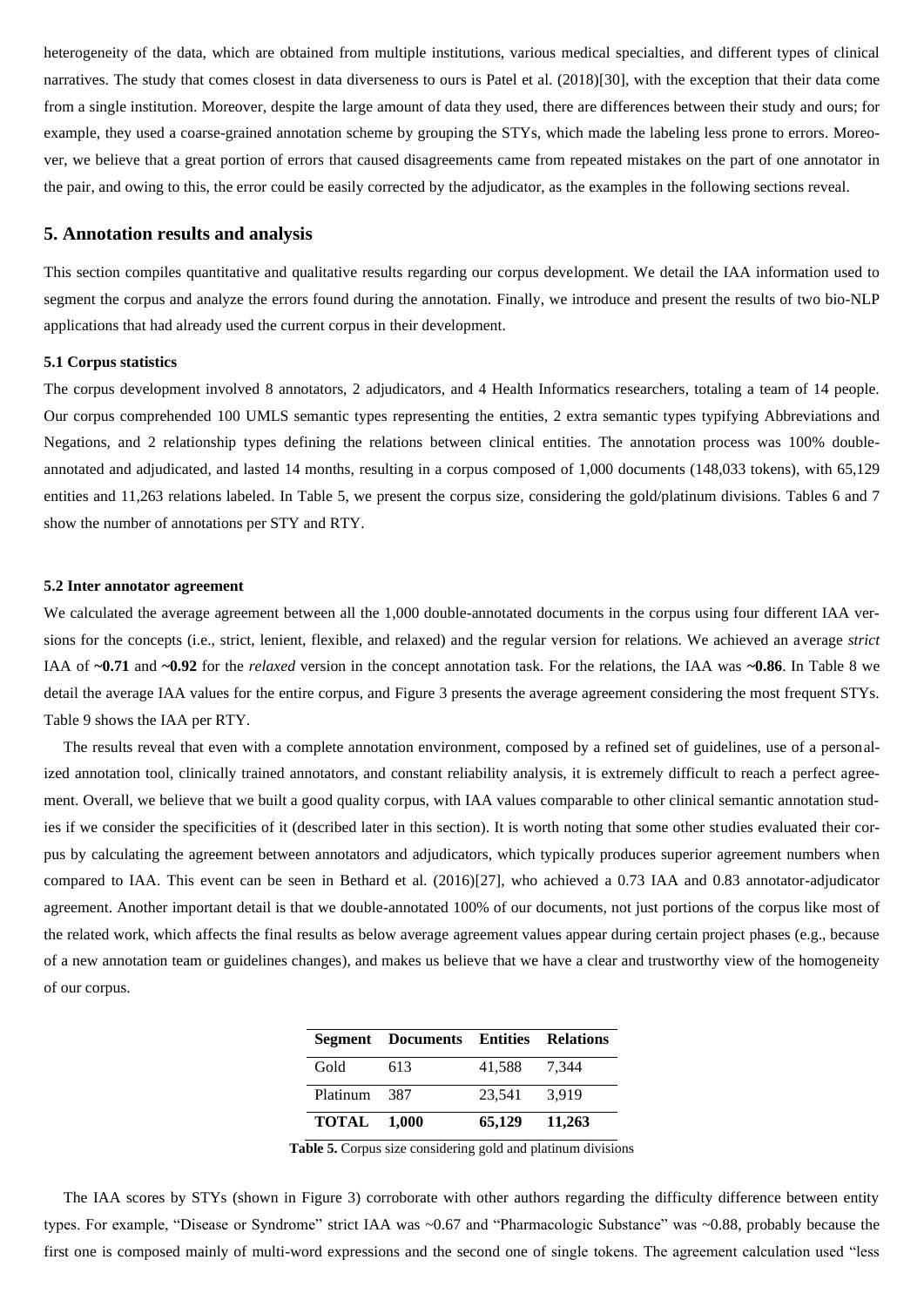heterogeneity of the data, which are obtained from multiple institutions, various medical specialties, and different types of clinical narratives. The study that comes closest in data diverseness to ours is Patel et al. (2018)[30], with the exception that their data come from a single institution. Moreover, despite the large amount of data they used, there are differences between their study and ours; for example, they used a coarse-grained annotation scheme by grouping the STYs, which made the labeling less prone to errors. Moreover, we believe that a great portion of errors that caused disagreements came from repeated mistakes on the part of one annotator in the pair, and owing to this, the error could be easily corrected by the adjudicator, as the examples in the following sections reveal.

## 5. Annotation results and analysis

This section compiles quantitative and qualitative results regarding our corpus development. We detail the IAA information used to segment the corpus and analyze the errors found during the annotation. Finally, we introduce and present the results of two bio-NLP applications that had already used the current corpus in their development.

### 5.1 Corpus statistics

The corpus development involved 8 annotators, 2 adjudicators, and 4 Health Informatics researchers, totaling a team of 14 people. Our corpus comprehended 100 UMLS semantic types representing the entities, 2 extra semantic types typifying Abbreviations and Negations, and 2 relationship types defining the relations between clinical entities. The annotation process was 100% double-annotated and adjudicated, and lasted 14 months, resulting in a corpus composed of 1,000 documents (148,033 tokens), with 65,129 entities and 11,263 relations labeled. In Table 5, we present the corpus size, considering the gold/platinum divisions. Tables 6 and 7 show the number of annotations per STY and RTY.

### 5.2 Inter annotator agreement

We calculated the average agreement between all the 1,000 double-annotated documents in the corpus using four different IAA versions for the concepts (i.e., strict, lenient, flexible, and relaxed) and the regular version for relations. We achieved an average *strict* IAA of **~0.71** and **~0.92** for the *relaxed* version in the concept annotation task. For the relations, the IAA was **~0.86**. In Table 8 we detail the average IAA values for the entire corpus, and Figure 3 presents the average agreement considering the most frequent STYs. Table 9 shows the IAA per RTY.

The results reveal that even with a complete annotation environment, composed by a refined set of guidelines, use of a personalized annotation tool, clinically trained annotators, and constant reliability analysis, it is extremely difficult to reach a perfect agreement. Overall, we believe that we built a good quality corpus, with IAA values comparable to other clinical semantic annotation studies if we consider the specificities of it (described later in this section). It is worth noting that some other studies evaluated their corpus by calculating the agreement between annotators and adjudicators, which typically produces superior agreement numbers when compared to IAA. This event can be seen in Bethard et al. (2016)[27], who achieved a 0.73 IAA and 0.83 annotator-adjudicator agreement. Another important detail is that we double-annotated 100% of our documents, not just portions of the corpus like most of the related work, which affects the final results as below average agreement values appear during certain project phases (e.g., because of a new annotation team or guidelines changes), and makes us believe that we have a clear and trustworthy view of the homogeneity of our corpus.

| Segment | Documents | Entities | Relations |
|---|---|---|---|
| Gold | 613 | 41,588 | 7,344 |
| Platinum | 387 | 23,541 | 3,919 |
| **TOTAL** | **1,000** | **65,129** | **11,263** |

**Table 5.** Corpus size considering gold and platinum divisions

The IAA scores by STYs (shown in Figure 3) corroborate with other authors regarding the difficulty difference between entity types. For example, "Disease or Syndrome" strict IAA was ~0.67 and "Pharmacologic Substance" was ~0.88, probably because the first one is composed mainly of multi-word expressions and the second one of single tokens. The agreement calculation used "less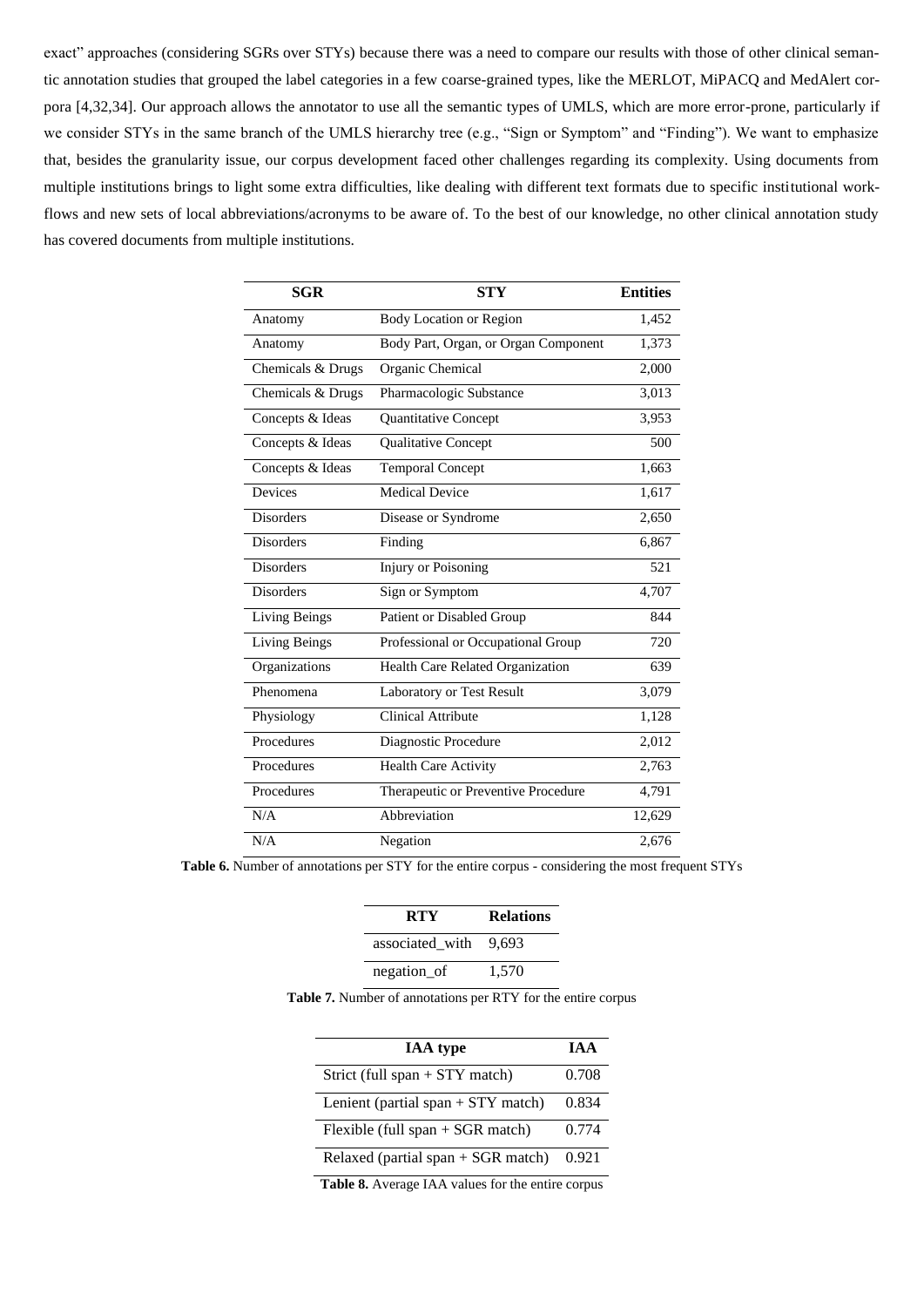exact" approaches (considering SGRs over STYs) because there was a need to compare our results with those of other clinical semantic annotation studies that grouped the label categories in a few coarse-grained types, like the MERLOT, MiPACQ and MedAlert corpora [4,32,34]. Our approach allows the annotator to use all the semantic types of UMLS, which are more error-prone, particularly if we consider STYs in the same branch of the UMLS hierarchy tree (e.g., "Sign or Symptom" and "Finding"). We want to emphasize that, besides the granularity issue, our corpus development faced other challenges regarding its complexity. Using documents from multiple institutions brings to light some extra difficulties, like dealing with different text formats due to specific institutional workflows and new sets of local abbreviations/acronyms to be aware of. To the best of our knowledge, no other clinical annotation study has covered documents from multiple institutions.

| SGR | STY | Entities |
|---|---|---|
| Anatomy | Body Location or Region | 1,452 |
| Anatomy | Body Part, Organ, or Organ Component | 1,373 |
| Chemicals & Drugs | Organic Chemical | 2,000 |
| Chemicals & Drugs | Pharmacologic Substance | 3,013 |
| Concepts & Ideas | Quantitative Concept | 3,953 |
| Concepts & Ideas | Qualitative Concept | 500 |
| Concepts & Ideas | Temporal Concept | 1,663 |
| Devices | Medical Device | 1,617 |
| Disorders | Disease or Syndrome | 2,650 |
| Disorders | Finding | 6,867 |
| Disorders | Injury or Poisoning | 521 |
| Disorders | Sign or Symptom | 4,707 |
| Living Beings | Patient or Disabled Group | 844 |
| Living Beings | Professional or Occupational Group | 720 |
| Organizations | Health Care Related Organization | 639 |
| Phenomena | Laboratory or Test Result | 3,079 |
| Physiology | Clinical Attribute | 1,128 |
| Procedures | Diagnostic Procedure | 2,012 |
| Procedures | Health Care Activity | 2,763 |
| Procedures | Therapeutic or Preventive Procedure | 4,791 |
| N/A | Abbreviation | 12,629 |
| N/A | Negation | 2,676 |

**Table 6.** Number of annotations per STY for the entire corpus - considering the most frequent STYs

| RTY | Relations |
|---|---|
| associated_with | 9,693 |
| negation_of | 1,570 |

**Table 7.** Number of annotations per RTY for the entire corpus

| IAA type | IAA |
|---|---|
| Strict (full span + STY match) | 0.708 |
| Lenient (partial span + STY match) | 0.834 |
| Flexible (full span + SGR match) | 0.774 |
| Relaxed (partial span + SGR match) | 0.921 |

**Table 8.** Average IAA values for the entire corpus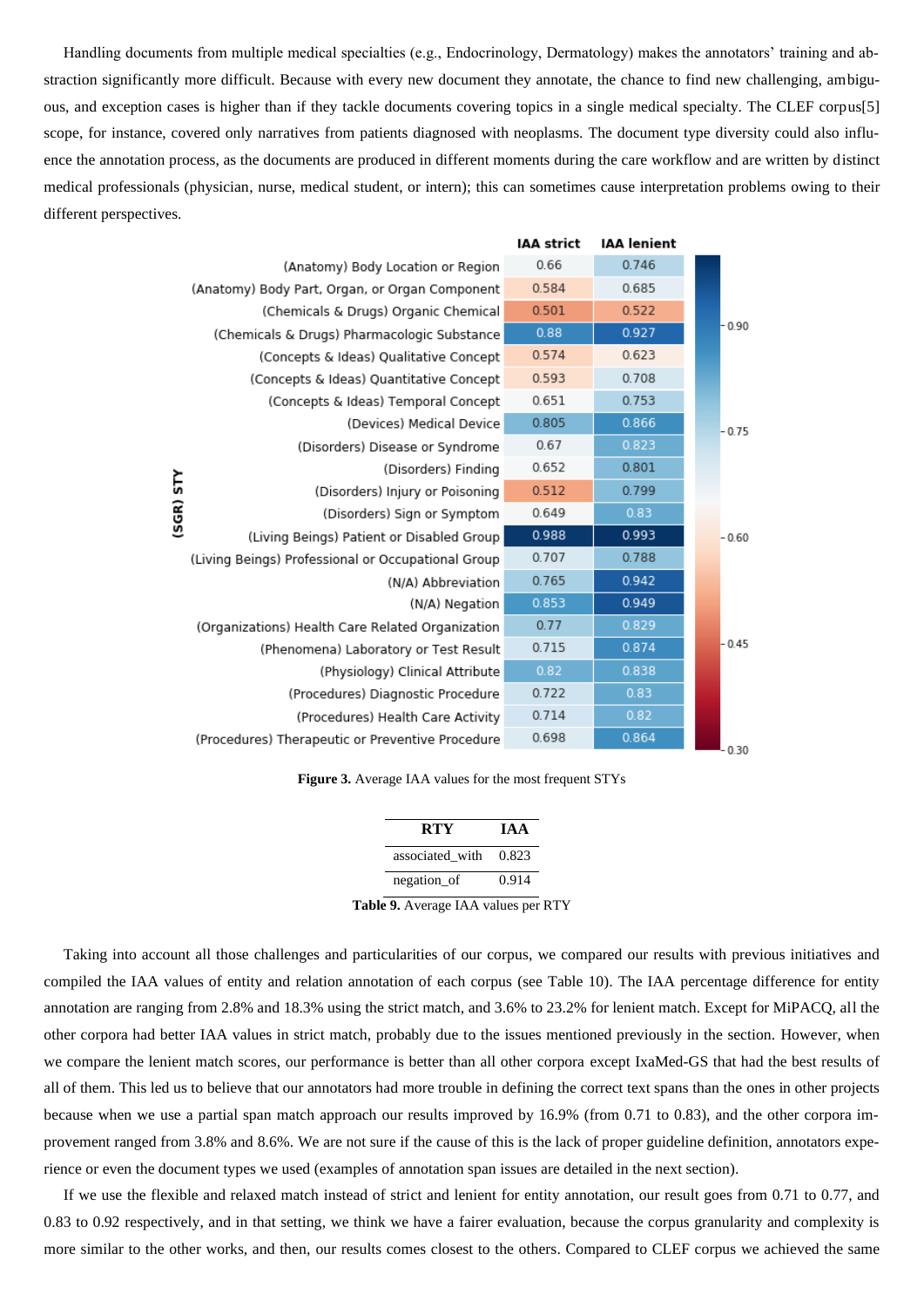Handling documents from multiple medical specialties (e.g., Endocrinology, Dermatology) makes the annotators' training and abstraction significantly more difficult. Because with every new document they annotate, the chance to find new challenging, ambiguous, and exception cases is higher than if they tackle documents covering topics in a single medical specialty. The CLEF corpus[5] scope, for instance, covered only narratives from patients diagnosed with neoplasms. The document type diversity could also influence the annotation process, as the documents are produced in different moments during the care workflow and are written by distinct medical professionals (physician, nurse, medical student, or intern); this can sometimes cause interpretation problems owing to their different perspectives.

| (SGR) STY | IAA strict | IAA lenient |
|---|---|---|
| (Anatomy) Body Location or Region | 0.66 | 0.746 |
| (Anatomy) Body Part, Organ, or Organ Component | 0.584 | 0.685 |
| (Chemicals & Drugs) Organic Chemical | 0.501 | 0.522 |
| (Chemicals & Drugs) Pharmacologic Substance | 0.88 | 0.927 |
| (Concepts & Ideas) Qualitative Concept | 0.574 | 0.623 |
| (Concepts & Ideas) Quantitative Concept | 0.593 | 0.708 |
| (Concepts & Ideas) Temporal Concept | 0.651 | 0.753 |
| (Devices) Medical Device | 0.805 | 0.866 |
| (Disorders) Disease or Syndrome | 0.67 | 0.823 |
| (Disorders) Finding | 0.652 | 0.801 |
| (Disorders) Injury or Poisoning | 0.512 | 0.799 |
| (Disorders) Sign or Symptom | 0.649 | 0.83 |
| (Living Beings) Patient or Disabled Group | 0.988 | 0.993 |
| (Living Beings) Professional or Occupational Group | 0.707 | 0.788 |
| (N/A) Abbreviation | 0.765 | 0.942 |
| (N/A) Negation | 0.853 | 0.949 |
| (Organizations) Health Care Related Organization | 0.77 | 0.829 |
| (Phenomena) Laboratory or Test Result | 0.715 | 0.874 |
| (Physiology) Clinical Attribute | 0.82 | 0.838 |
| (Procedures) Diagnostic Procedure | 0.722 | 0.83 |
| (Procedures) Health Care Activity | 0.714 | 0.82 |
| (Procedures) Therapeutic or Preventive Procedure | 0.698 | 0.864 |

**Figure 3.** Average IAA values for the most frequent STYs

| RTY | IAA |
|---|---|
| associated_with | 0.823 |
| negation_of | 0.914 |

**Table 9.** Average IAA values per RTY

Taking into account all those challenges and particularities of our corpus, we compared our results with previous initiatives and compiled the IAA values of entity and relation annotation of each corpus (see Table 10). The IAA percentage difference for entity annotation are ranging from 2.8% and 18.3% using the strict match, and 3.6% to 23.2% for lenient match. Except for MiPACQ, all the other corpora had better IAA values in strict match, probably due to the issues mentioned previously in the section. However, when we compare the lenient match scores, our performance is better than all other corpora except IxaMed-GS that had the best results of all of them. This led us to believe that our annotators had more trouble in defining the correct text spans than the ones in other projects because when we use a partial span match approach our results improved by 16.9% (from 0.71 to 0.83), and the other corpora improvement ranged from 3.8% and 8.6%. We are not sure if the cause of this is the lack of proper guideline definition, annotators experience or even the document types we used (examples of annotation span issues are detailed in the next section).

If we use the flexible and relaxed match instead of strict and lenient for entity annotation, our result goes from 0.71 to 0.77, and 0.83 to 0.92 respectively, and in that setting, we think we have a fairer evaluation, because the corpus granularity and complexity is more similar to the other works, and then, our results comes closest to the others. Compared to CLEF corpus we achieved the same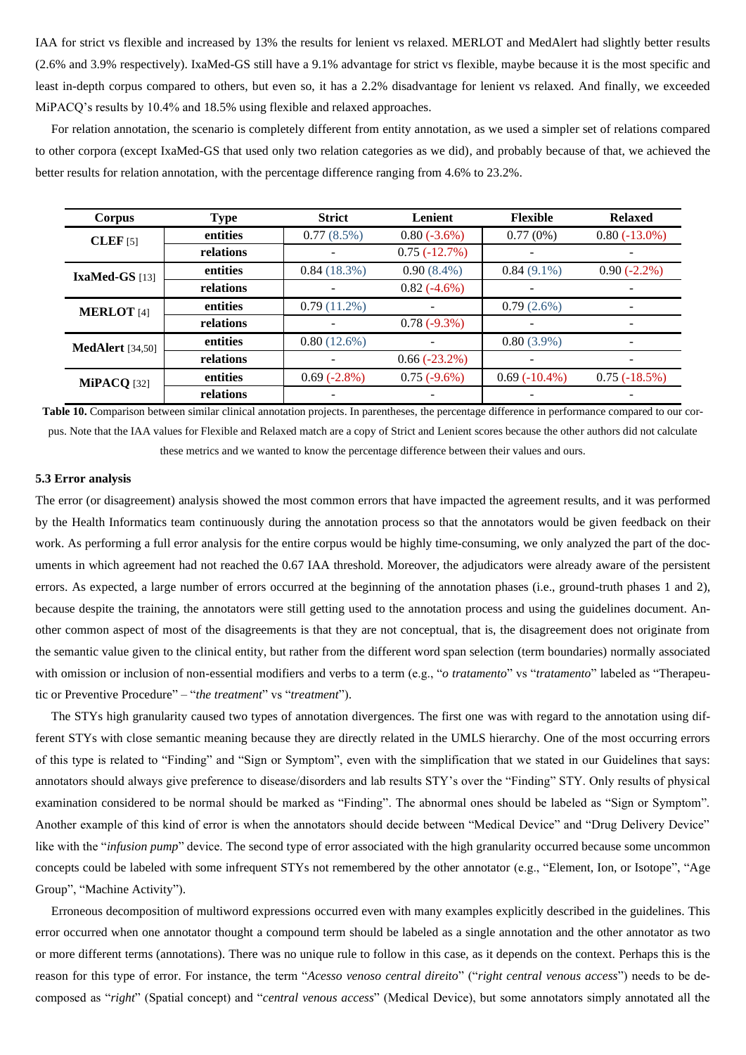IAA for strict vs flexible and increased by 13% the results for lenient vs relaxed. MERLOT and MedAlert had slightly better results (2.6% and 3.9% respectively). IxaMed-GS still have a 9.1% advantage for strict vs flexible, maybe because it is the most specific and least in-depth corpus compared to others, but even so, it has a 2.2% disadvantage for lenient vs relaxed. And finally, we exceeded MiPACQ's results by 10.4% and 18.5% using flexible and relaxed approaches.

For relation annotation, the scenario is completely different from entity annotation, as we used a simpler set of relations compared to other corpora (except IxaMed-GS that used only two relation categories as we did), and probably because of that, we achieved the better results for relation annotation, with the percentage difference ranging from 4.6% to 23.2%.

| Corpus | Type | Strict | Lenient | Flexible | Relaxed |
|---|---|---|---|---|---|
| **CLEF** [5] | **entities** | 0.77 (8.5%) | 0.80 (-3.6%) | 0.77 (0%) | 0.80 (-13.0%) |
| | **relations** | - | 0.75 (-12.7%) | - | - |
| **IxaMed-GS** [13] | **entities** | 0.84 (18.3%) | 0.90 (8.4%) | 0.84 (9.1%) | 0.90 (-2.2%) |
| | **relations** | - | 0.82 (-4.6%) | - | - |
| **MERLOT** [4] | **entities** | 0.79 (11.2%) | - | 0.79 (2.6%) | - |
| | **relations** | - | 0.78 (-9.3%) | - | - |
| **MedAlert** [34,50] | **entities** | 0.80 (12.6%) | - | 0.80 (3.9%) | - |
| | **relations** | - | 0.66 (-23.2%) | - | - |
| **MiPACQ** [32] | **entities** | 0.69 (-2.8%) | 0.75 (-9.6%) | 0.69 (-10.4%) | 0.75 (-18.5%) |
| | **relations** | - | - | - | - |

**Table 10.** Comparison between similar clinical annotation projects. In parentheses, the percentage difference in performance compared to our corpus. Note that the IAA values for Flexible and Relaxed match are a copy of Strict and Lenient scores because the other authors did not calculate these metrics and we wanted to know the percentage difference between their values and ours.

### 5.3 Error analysis

The error (or disagreement) analysis showed the most common errors that have impacted the agreement results, and it was performed by the Health Informatics team continuously during the annotation process so that the annotators would be given feedback on their work. As performing a full error analysis for the entire corpus would be highly time-consuming, we only analyzed the part of the documents in which agreement had not reached the 0.67 IAA threshold. Moreover, the adjudicators were already aware of the persistent errors. As expected, a large number of errors occurred at the beginning of the annotation phases (i.e., ground-truth phases 1 and 2), because despite the training, the annotators were still getting used to the annotation process and using the guidelines document. Another common aspect of most of the disagreements is that they are not conceptual, that is, the disagreement does not originate from the semantic value given to the clinical entity, but rather from the different word span selection (term boundaries) normally associated with omission or inclusion of non-essential modifiers and verbs to a term (e.g., "*o tratamento*" vs "*tratamento*" labeled as "Therapeutic or Preventive Procedure" – "*the treatment*" vs "*treatment*").

The STYs high granularity caused two types of annotation divergences. The first one was with regard to the annotation using different STYs with close semantic meaning because they are directly related in the UMLS hierarchy. One of the most occurring errors of this type is related to "Finding" and "Sign or Symptom", even with the simplification that we stated in our Guidelines that says: annotators should always give preference to disease/disorders and lab results STY's over the "Finding" STY. Only results of physical examination considered to be normal should be marked as "Finding". The abnormal ones should be labeled as "Sign or Symptom". Another example of this kind of error is when the annotators should decide between "Medical Device" and "Drug Delivery Device" like with the "*infusion pump*" device. The second type of error associated with the high granularity occurred because some uncommon concepts could be labeled with some infrequent STYs not remembered by the other annotator (e.g., "Element, Ion, or Isotope", "Age Group", "Machine Activity").

Erroneous decomposition of multiword expressions occurred even with many examples explicitly described in the guidelines. This error occurred when one annotator thought a compound term should be labeled as a single annotation and the other annotator as two or more different terms (annotations). There was no unique rule to follow in this case, as it depends on the context. Perhaps this is the reason for this type of error. For instance, the term "*Acesso venoso central direito*" ("*right central venous access*") needs to be decomposed as "*right*" (Spatial concept) and "*central venous access*" (Medical Device), but some annotators simply annotated all the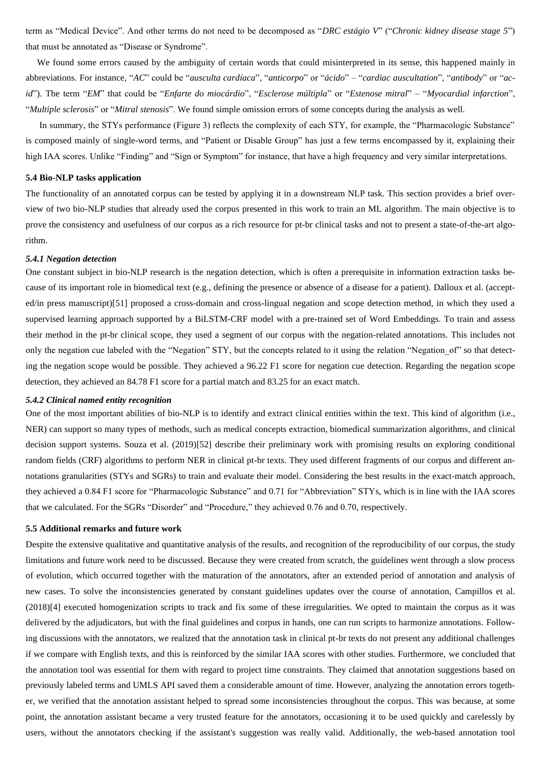term as "Medical Device". And other terms do not need to be decomposed as "*DRC estágio V*" ("*Chronic kidney disease stage 5*") that must be annotated as "Disease or Syndrome".

We found some errors caused by the ambiguity of certain words that could misinterpreted in its sense, this happened mainly in abbreviations. For instance, "*AC*" could be "*ausculta cardíaca*", "*anticorpo*" or "*ácido*" – "*cardiac auscultation*", "*antibody*" or "*acid*"). The term "*EM*" that could be "*Enfarte do miocárdio*", "*Esclerose múltipla*" or "*Estenose mitral*" – "*Myocardial infarction*", "*Multiple sclerosis*" or "*Mitral stenosis*". We found simple omission errors of some concepts during the analysis as well.

In summary, the STYs performance (Figure 3) reflects the complexity of each STY, for example, the "Pharmacologic Substance" is composed mainly of single-word terms, and "Patient or Disable Group" has just a few terms encompassed by it, explaining their high IAA scores. Unlike "Finding" and "Sign or Symptom" for instance, that have a high frequency and very similar interpretations.

### 5.4 Bio-NLP tasks application

The functionality of an annotated corpus can be tested by applying it in a downstream NLP task. This section provides a brief overview of two bio-NLP studies that already used the corpus presented in this work to train an ML algorithm. The main objective is to prove the consistency and usefulness of our corpus as a rich resource for pt-br clinical tasks and not to present a state-of-the-art algorithm.

#### *5.4.1 Negation detection*

One constant subject in bio-NLP research is the negation detection, which is often a prerequisite in information extraction tasks because of its important role in biomedical text (e.g., defining the presence or absence of a disease for a patient). Dalloux et al. (accepted/in press manuscript)[51] proposed a cross-domain and cross-lingual negation and scope detection method, in which they used a supervised learning approach supported by a BiLSTM-CRF model with a pre-trained set of Word Embeddings. To train and assess their method in the pt-br clinical scope, they used a segment of our corpus with the negation-related annotations. This includes not only the negation cue labeled with the "Negation" STY, but the concepts related to it using the relation "Negation_of" so that detecting the negation scope would be possible. They achieved a 96.22 F1 score for negation cue detection. Regarding the negation scope detection, they achieved an 84.78 F1 score for a partial match and 83.25 for an exact match.

#### *5.4.2 Clinical named entity recognition*

One of the most important abilities of bio-NLP is to identify and extract clinical entities within the text. This kind of algorithm (i.e., NER) can support so many types of methods, such as medical concepts extraction, biomedical summarization algorithms, and clinical decision support systems. Souza et al. (2019)[52] describe their preliminary work with promising results on exploring conditional random fields (CRF) algorithms to perform NER in clinical pt-br texts. They used different fragments of our corpus and different annotations granularities (STYs and SGRs) to train and evaluate their model. Considering the best results in the exact-match approach, they achieved a 0.84 F1 score for "Pharmacologic Substance" and 0.71 for "Abbreviation" STYs, which is in line with the IAA scores that we calculated. For the SGRs "Disorder" and "Procedure," they achieved 0.76 and 0.70, respectively.

### 5.5 Additional remarks and future work

Despite the extensive qualitative and quantitative analysis of the results, and recognition of the reproducibility of our corpus, the study limitations and future work need to be discussed. Because they were created from scratch, the guidelines went through a slow process of evolution, which occurred together with the maturation of the annotators, after an extended period of annotation and analysis of new cases. To solve the inconsistencies generated by constant guidelines updates over the course of annotation, Campillos et al. (2018)[4] executed homogenization scripts to track and fix some of these irregularities. We opted to maintain the corpus as it was delivered by the adjudicators, but with the final guidelines and corpus in hands, one can run scripts to harmonize annotations. Following discussions with the annotators, we realized that the annotation task in clinical pt-br texts do not present any additional challenges if we compare with English texts, and this is reinforced by the similar IAA scores with other studies. Furthermore, we concluded that the annotation tool was essential for them with regard to project time constraints. They claimed that annotation suggestions based on previously labeled terms and UMLS API saved them a considerable amount of time. However, analyzing the annotation errors together, we verified that the annotation assistant helped to spread some inconsistencies throughout the corpus. This was because, at some point, the annotation assistant became a very trusted feature for the annotators, occasioning it to be used quickly and carelessly by users, without the annotators checking if the assistant's suggestion was really valid. Additionally, the web-based annotation tool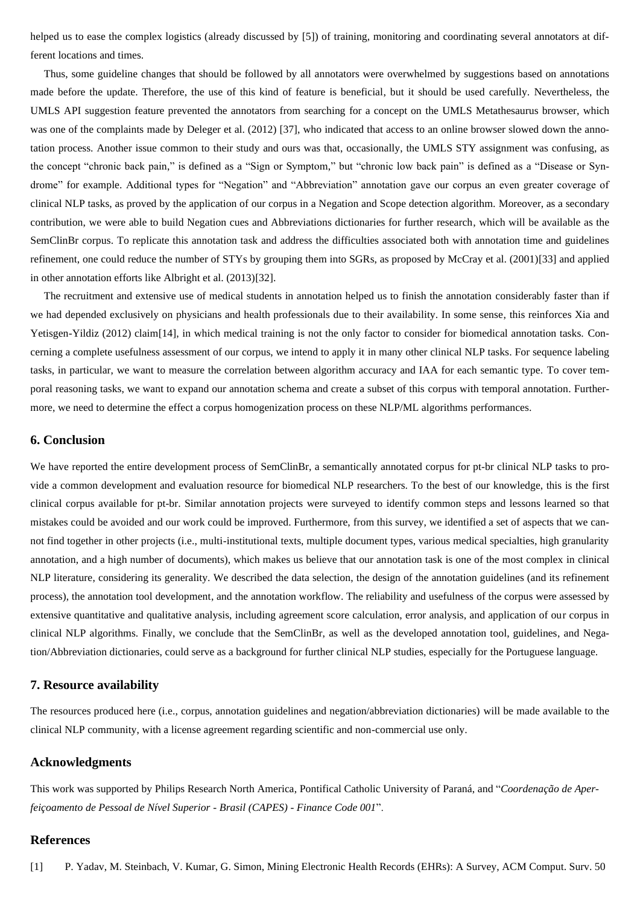helped us to ease the complex logistics (already discussed by [5]) of training, monitoring and coordinating several annotators at different locations and times.

Thus, some guideline changes that should be followed by all annotators were overwhelmed by suggestions based on annotations made before the update. Therefore, the use of this kind of feature is beneficial, but it should be used carefully. Nevertheless, the UMLS API suggestion feature prevented the annotators from searching for a concept on the UMLS Metathesaurus browser, which was one of the complaints made by Deleger et al. (2012) [37], who indicated that access to an online browser slowed down the annotation process. Another issue common to their study and ours was that, occasionally, the UMLS STY assignment was confusing, as the concept "chronic back pain," is defined as a "Sign or Symptom," but "chronic low back pain" is defined as a "Disease or Syndrome" for example. Additional types for "Negation" and "Abbreviation" annotation gave our corpus an even greater coverage of clinical NLP tasks, as proved by the application of our corpus in a Negation and Scope detection algorithm. Moreover, as a secondary contribution, we were able to build Negation cues and Abbreviations dictionaries for further research, which will be available as the SemClinBr corpus. To replicate this annotation task and address the difficulties associated both with annotation time and guidelines refinement, one could reduce the number of STYs by grouping them into SGRs, as proposed by McCray et al. (2001)[33] and applied in other annotation efforts like Albright et al. (2013)[32].

The recruitment and extensive use of medical students in annotation helped us to finish the annotation considerably faster than if we had depended exclusively on physicians and health professionals due to their availability. In some sense, this reinforces Xia and Yetisgen-Yildiz (2012) claim[14], in which medical training is not the only factor to consider for biomedical annotation tasks. Concerning a complete usefulness assessment of our corpus, we intend to apply it in many other clinical NLP tasks. For sequence labeling tasks, in particular, we want to measure the correlation between algorithm accuracy and IAA for each semantic type. To cover temporal reasoning tasks, we want to expand our annotation schema and create a subset of this corpus with temporal annotation. Furthermore, we need to determine the effect a corpus homogenization process on these NLP/ML algorithms performances.

## 6. Conclusion

We have reported the entire development process of SemClinBr, a semantically annotated corpus for pt-br clinical NLP tasks to provide a common development and evaluation resource for biomedical NLP researchers. To the best of our knowledge, this is the first clinical corpus available for pt-br. Similar annotation projects were surveyed to identify common steps and lessons learned so that mistakes could be avoided and our work could be improved. Furthermore, from this survey, we identified a set of aspects that we cannot find together in other projects (i.e., multi-institutional texts, multiple document types, various medical specialties, high granularity annotation, and a high number of documents), which makes us believe that our annotation task is one of the most complex in clinical NLP literature, considering its generality. We described the data selection, the design of the annotation guidelines (and its refinement process), the annotation tool development, and the annotation workflow. The reliability and usefulness of the corpus were assessed by extensive quantitative and qualitative analysis, including agreement score calculation, error analysis, and application of our corpus in clinical NLP algorithms. Finally, we conclude that the SemClinBr, as well as the developed annotation tool, guidelines, and Negation/Abbreviation dictionaries, could serve as a background for further clinical NLP studies, especially for the Portuguese language.

## 7. Resource availability

The resources produced here (i.e., corpus, annotation guidelines and negation/abbreviation dictionaries) will be made available to the clinical NLP community, with a license agreement regarding scientific and non-commercial use only.

## Acknowledgments

This work was supported by Philips Research North America, Pontifical Catholic University of Paraná, and "*Coordenação de Aperfeiçoamento de Pessoal de Nível Superior - Brasil (CAPES) - Finance Code 001*".

## References

[1] P. Yadav, M. Steinbach, V. Kumar, G. Simon, Mining Electronic Health Records (EHRs): A Survey, ACM Comput. Surv. 50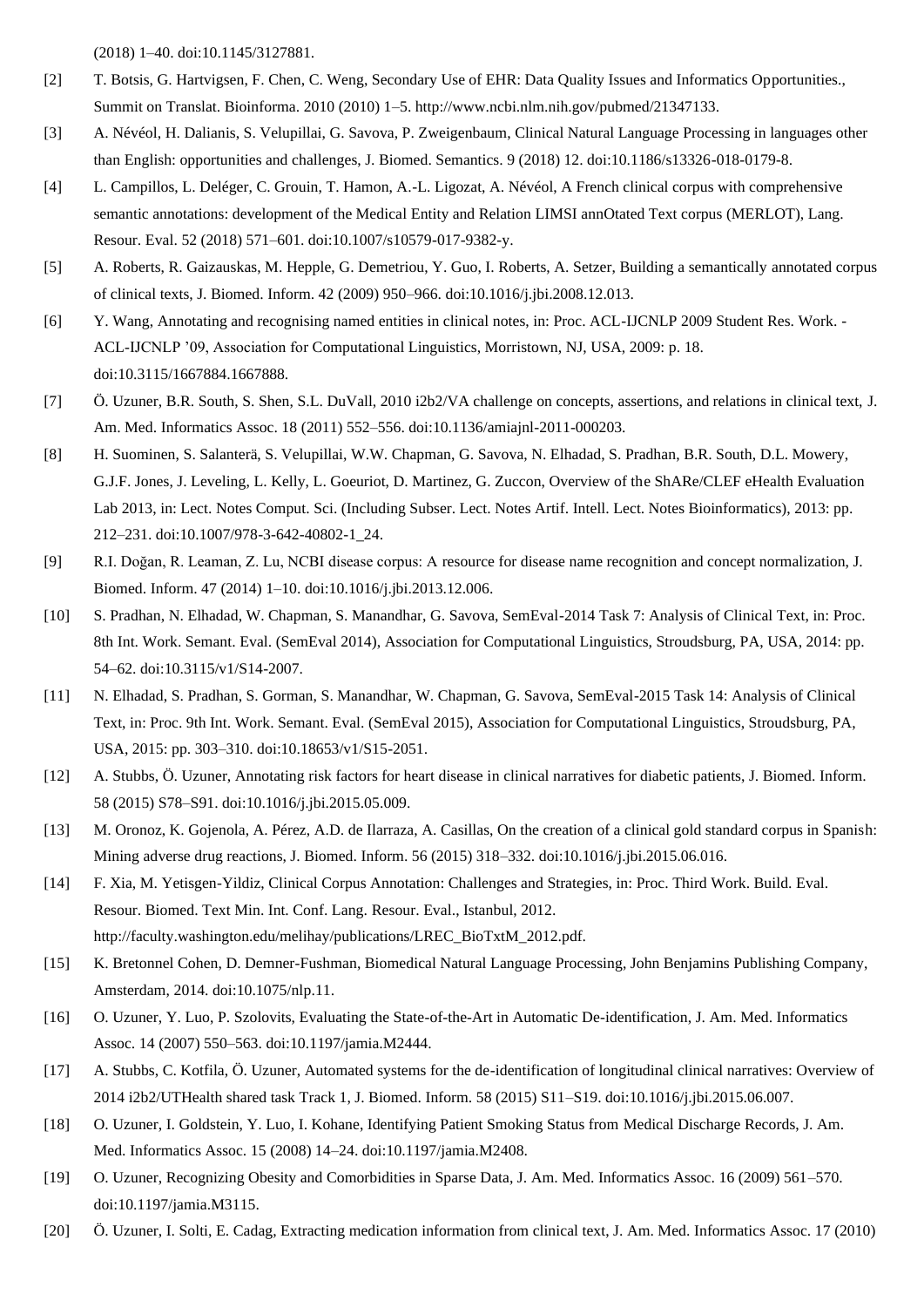(2018) 1–40. doi:10.1145/3127881.

[2] T. Botsis, G. Hartvigsen, F. Chen, C. Weng, Secondary Use of EHR: Data Quality Issues and Informatics Opportunities., Summit on Translat. Bioinforma. 2010 (2010) 1–5. http://www.ncbi.nlm.nih.gov/pubmed/21347133.

[3] A. Névéol, H. Dalianis, S. Velupillai, G. Savova, P. Zweigenbaum, Clinical Natural Language Processing in languages other than English: opportunities and challenges, J. Biomed. Semantics. 9 (2018) 12. doi:10.1186/s13326-018-0179-8.

[4] L. Campillos, L. Deléger, C. Grouin, T. Hamon, A.-L. Ligozat, A. Névéol, A French clinical corpus with comprehensive semantic annotations: development of the Medical Entity and Relation LIMSI annOtated Text corpus (MERLOT), Lang. Resour. Eval. 52 (2018) 571–601. doi:10.1007/s10579-017-9382-y.

[5] A. Roberts, R. Gaizauskas, M. Hepple, G. Demetriou, Y. Guo, I. Roberts, A. Setzer, Building a semantically annotated corpus of clinical texts, J. Biomed. Inform. 42 (2009) 950–966. doi:10.1016/j.jbi.2008.12.013.

[6] Y. Wang, Annotating and recognising named entities in clinical notes, in: Proc. ACL-IJCNLP 2009 Student Res. Work. - ACL-IJCNLP '09, Association for Computational Linguistics, Morristown, NJ, USA, 2009: p. 18. doi:10.3115/1667884.1667888.

[7] Ö. Uzuner, B.R. South, S. Shen, S.L. DuVall, 2010 i2b2/VA challenge on concepts, assertions, and relations in clinical text, J. Am. Med. Informatics Assoc. 18 (2011) 552–556. doi:10.1136/amiajnl-2011-000203.

[8] H. Suominen, S. Salanterä, S. Velupillai, W.W. Chapman, G. Savova, N. Elhadad, S. Pradhan, B.R. South, D.L. Mowery, G.J.F. Jones, J. Leveling, L. Kelly, L. Goeuriot, D. Martinez, G. Zuccon, Overview of the ShARe/CLEF eHealth Evaluation Lab 2013, in: Lect. Notes Comput. Sci. (Including Subser. Lect. Notes Artif. Intell. Lect. Notes Bioinformatics), 2013: pp. 212–231. doi:10.1007/978-3-642-40802-1_24.

[9] R.I. Doğan, R. Leaman, Z. Lu, NCBI disease corpus: A resource for disease name recognition and concept normalization, J. Biomed. Inform. 47 (2014) 1–10. doi:10.1016/j.jbi.2013.12.006.

[10] S. Pradhan, N. Elhadad, W. Chapman, S. Manandhar, G. Savova, SemEval-2014 Task 7: Analysis of Clinical Text, in: Proc. 8th Int. Work. Semant. Eval. (SemEval 2014), Association for Computational Linguistics, Stroudsburg, PA, USA, 2014: pp. 54–62. doi:10.3115/v1/S14-2007.

[11] N. Elhadad, S. Pradhan, S. Gorman, S. Manandhar, W. Chapman, G. Savova, SemEval-2015 Task 14: Analysis of Clinical Text, in: Proc. 9th Int. Work. Semant. Eval. (SemEval 2015), Association for Computational Linguistics, Stroudsburg, PA, USA, 2015: pp. 303–310. doi:10.18653/v1/S15-2051.

[12] A. Stubbs, Ö. Uzuner, Annotating risk factors for heart disease in clinical narratives for diabetic patients, J. Biomed. Inform. 58 (2015) S78–S91. doi:10.1016/j.jbi.2015.05.009.

[13] M. Oronoz, K. Gojenola, A. Pérez, A.D. de Ilarraza, A. Casillas, On the creation of a clinical gold standard corpus in Spanish: Mining adverse drug reactions, J. Biomed. Inform. 56 (2015) 318–332. doi:10.1016/j.jbi.2015.06.016.

[14] F. Xia, M. Yetisgen-Yildiz, Clinical Corpus Annotation: Challenges and Strategies, in: Proc. Third Work. Build. Eval. Resour. Biomed. Text Min. Int. Conf. Lang. Resour. Eval., Istanbul, 2012. http://faculty.washington.edu/melihay/publications/LREC_BioTxtM_2012.pdf.

[15] K. Bretonnel Cohen, D. Demner-Fushman, Biomedical Natural Language Processing, John Benjamins Publishing Company, Amsterdam, 2014. doi:10.1075/nlp.11.

[16] O. Uzuner, Y. Luo, P. Szolovits, Evaluating the State-of-the-Art in Automatic De-identification, J. Am. Med. Informatics Assoc. 14 (2007) 550–563. doi:10.1197/jamia.M2444.

[17] A. Stubbs, C. Kotfila, Ö. Uzuner, Automated systems for the de-identification of longitudinal clinical narratives: Overview of 2014 i2b2/UTHealth shared task Track 1, J. Biomed. Inform. 58 (2015) S11–S19. doi:10.1016/j.jbi.2015.06.007.

[18] O. Uzuner, I. Goldstein, Y. Luo, I. Kohane, Identifying Patient Smoking Status from Medical Discharge Records, J. Am. Med. Informatics Assoc. 15 (2008) 14–24. doi:10.1197/jamia.M2408.

[19] O. Uzuner, Recognizing Obesity and Comorbidities in Sparse Data, J. Am. Med. Informatics Assoc. 16 (2009) 561–570. doi:10.1197/jamia.M3115.

[20] Ö. Uzuner, I. Solti, E. Cadag, Extracting medication information from clinical text, J. Am. Med. Informatics Assoc. 17 (2010)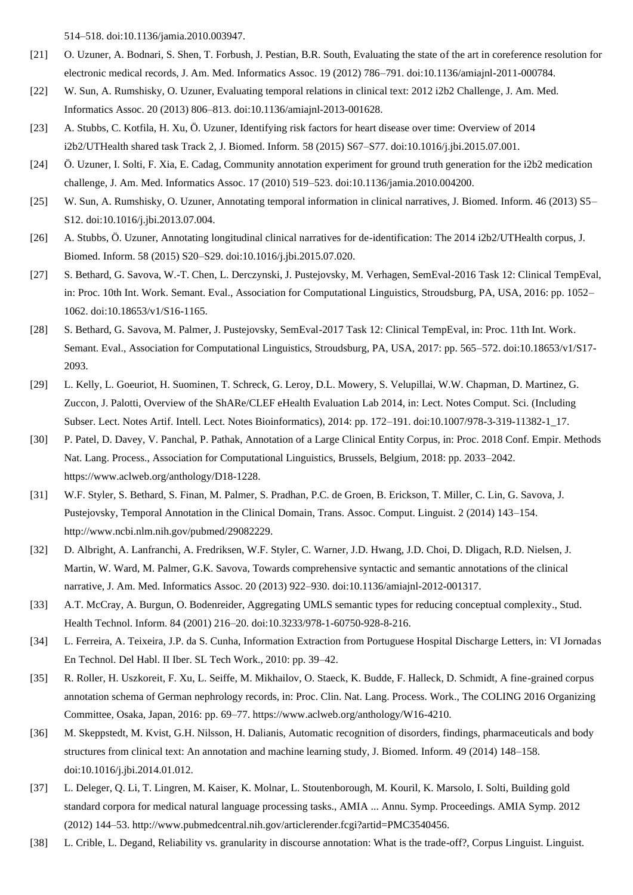514–518. doi:10.1136/jamia.2010.003947.

[21] O. Uzuner, A. Bodnari, S. Shen, T. Forbush, J. Pestian, B.R. South, Evaluating the state of the art in coreference resolution for electronic medical records, J. Am. Med. Informatics Assoc. 19 (2012) 786–791. doi:10.1136/amiajnl-2011-000784.

[22] W. Sun, A. Rumshisky, O. Uzuner, Evaluating temporal relations in clinical text: 2012 i2b2 Challenge, J. Am. Med. Informatics Assoc. 20 (2013) 806–813. doi:10.1136/amiajnl-2013-001628.

[23] A. Stubbs, C. Kotfila, H. Xu, Ö. Uzuner, Identifying risk factors for heart disease over time: Overview of 2014 i2b2/UTHealth shared task Track 2, J. Biomed. Inform. 58 (2015) S67–S77. doi:10.1016/j.jbi.2015.07.001.

[24] Ö. Uzuner, I. Solti, F. Xia, E. Cadag, Community annotation experiment for ground truth generation for the i2b2 medication challenge, J. Am. Med. Informatics Assoc. 17 (2010) 519–523. doi:10.1136/jamia.2010.004200.

[25] W. Sun, A. Rumshisky, O. Uzuner, Annotating temporal information in clinical narratives, J. Biomed. Inform. 46 (2013) S5–S12. doi:10.1016/j.jbi.2013.07.004.

[26] A. Stubbs, Ö. Uzuner, Annotating longitudinal clinical narratives for de-identification: The 2014 i2b2/UTHealth corpus, J. Biomed. Inform. 58 (2015) S20–S29. doi:10.1016/j.jbi.2015.07.020.

[27] S. Bethard, G. Savova, W.-T. Chen, L. Derczynski, J. Pustejovsky, M. Verhagen, SemEval-2016 Task 12: Clinical TempEval, in: Proc. 10th Int. Work. Semant. Eval., Association for Computational Linguistics, Stroudsburg, PA, USA, 2016: pp. 1052–1062. doi:10.18653/v1/S16-1165.

[28] S. Bethard, G. Savova, M. Palmer, J. Pustejovsky, SemEval-2017 Task 12: Clinical TempEval, in: Proc. 11th Int. Work. Semant. Eval., Association for Computational Linguistics, Stroudsburg, PA, USA, 2017: pp. 565–572. doi:10.18653/v1/S17-2093.

[29] L. Kelly, L. Goeuriot, H. Suominen, T. Schreck, G. Leroy, D.L. Mowery, S. Velupillai, W.W. Chapman, D. Martinez, G. Zuccon, J. Palotti, Overview of the ShARe/CLEF eHealth Evaluation Lab 2014, in: Lect. Notes Comput. Sci. (Including Subser. Lect. Notes Artif. Intell. Lect. Notes Bioinformatics), 2014: pp. 172–191. doi:10.1007/978-3-319-11382-1_17.

[30] P. Patel, D. Davey, V. Panchal, P. Pathak, Annotation of a Large Clinical Entity Corpus, in: Proc. 2018 Conf. Empir. Methods Nat. Lang. Process., Association for Computational Linguistics, Brussels, Belgium, 2018: pp. 2033–2042. https://www.aclweb.org/anthology/D18-1228.

[31] W.F. Styler, S. Bethard, S. Finan, M. Palmer, S. Pradhan, P.C. de Groen, B. Erickson, T. Miller, C. Lin, G. Savova, J. Pustejovsky, Temporal Annotation in the Clinical Domain, Trans. Assoc. Comput. Linguist. 2 (2014) 143–154. http://www.ncbi.nlm.nih.gov/pubmed/29082229.

[32] D. Albright, A. Lanfranchi, A. Fredriksen, W.F. Styler, C. Warner, J.D. Hwang, J.D. Choi, D. Dligach, R.D. Nielsen, J. Martin, W. Ward, M. Palmer, G.K. Savova, Towards comprehensive syntactic and semantic annotations of the clinical narrative, J. Am. Med. Informatics Assoc. 20 (2013) 922–930. doi:10.1136/amiajnl-2012-001317.

[33] A.T. McCray, A. Burgun, O. Bodenreider, Aggregating UMLS semantic types for reducing conceptual complexity., Stud. Health Technol. Inform. 84 (2001) 216–20. doi:10.3233/978-1-60750-928-8-216.

[34] L. Ferreira, A. Teixeira, J.P. da S. Cunha, Information Extraction from Portuguese Hospital Discharge Letters, in: VI Jornadas En Technol. Del Habl. II Iber. SL Tech Work., 2010: pp. 39–42.

[35] R. Roller, H. Uszkoreit, F. Xu, L. Seiffe, M. Mikhailov, O. Staeck, K. Budde, F. Halleck, D. Schmidt, A fine-grained corpus annotation schema of German nephrology records, in: Proc. Clin. Nat. Lang. Process. Work., The COLING 2016 Organizing Committee, Osaka, Japan, 2016: pp. 69–77. https://www.aclweb.org/anthology/W16-4210.

[36] M. Skeppstedt, M. Kvist, G.H. Nilsson, H. Dalianis, Automatic recognition of disorders, findings, pharmaceuticals and body structures from clinical text: An annotation and machine learning study, J. Biomed. Inform. 49 (2014) 148–158. doi:10.1016/j.jbi.2014.01.012.

[37] L. Deleger, Q. Li, T. Lingren, M. Kaiser, K. Molnar, L. Stoutenborough, M. Kouril, K. Marsolo, I. Solti, Building gold standard corpora for medical natural language processing tasks., AMIA ... Annu. Symp. Proceedings. AMIA Symp. 2012 (2012) 144–53. http://www.pubmedcentral.nih.gov/articlerender.fcgi?artid=PMC3540456.

[38] L. Crible, L. Degand, Reliability vs. granularity in discourse annotation: What is the trade-off?, Corpus Linguist. Linguist.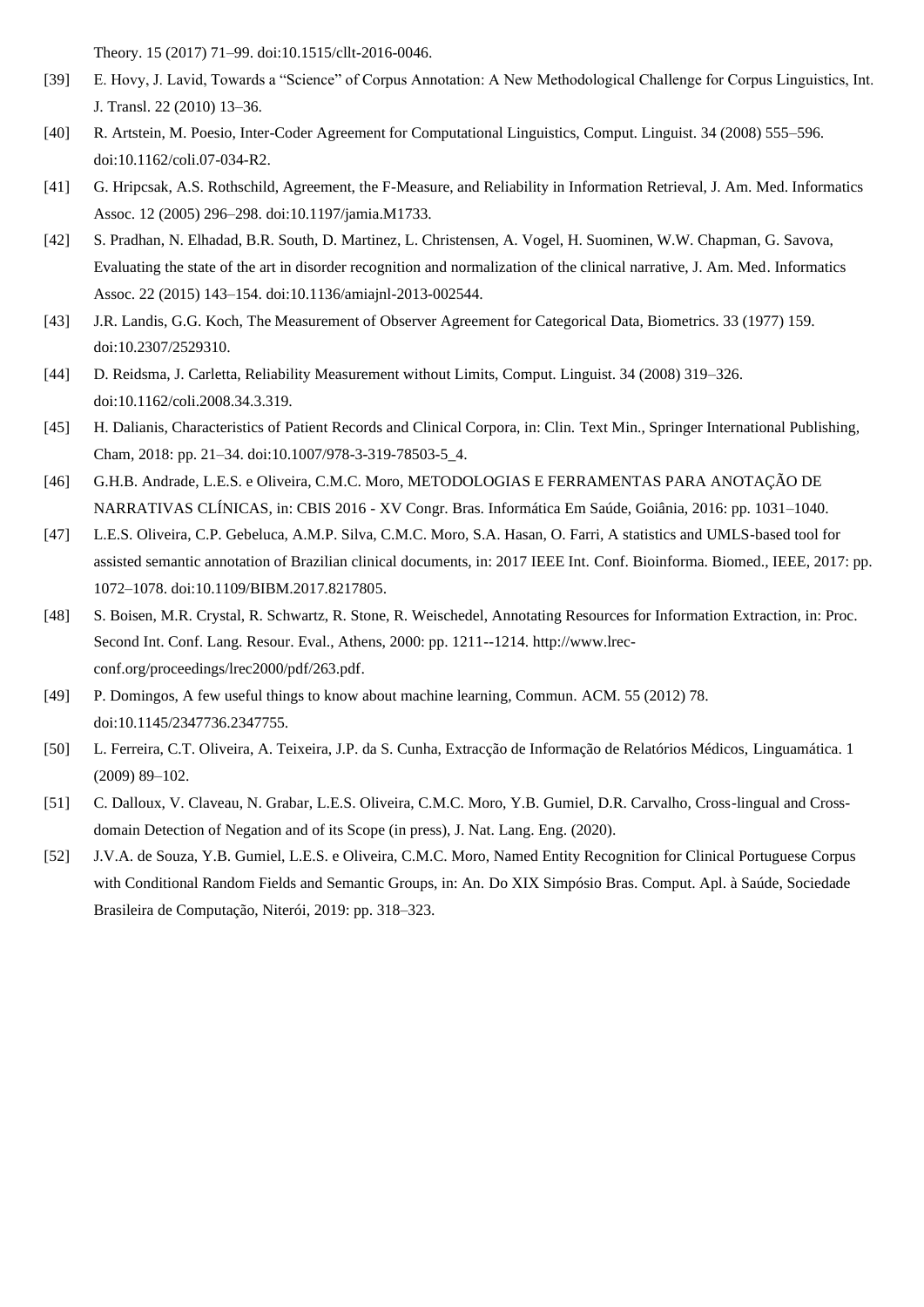Theory. 15 (2017) 71–99. doi:10.1515/cllt-2016-0046.

[39] E. Hovy, J. Lavid, Towards a "Science" of Corpus Annotation: A New Methodological Challenge for Corpus Linguistics, Int. J. Transl. 22 (2010) 13–36.

[40] R. Artstein, M. Poesio, Inter-Coder Agreement for Computational Linguistics, Comput. Linguist. 34 (2008) 555–596. doi:10.1162/coli.07-034-R2.

[41] G. Hripcsak, A.S. Rothschild, Agreement, the F-Measure, and Reliability in Information Retrieval, J. Am. Med. Informatics Assoc. 12 (2005) 296–298. doi:10.1197/jamia.M1733.

[42] S. Pradhan, N. Elhadad, B.R. South, D. Martinez, L. Christensen, A. Vogel, H. Suominen, W.W. Chapman, G. Savova, Evaluating the state of the art in disorder recognition and normalization of the clinical narrative, J. Am. Med. Informatics Assoc. 22 (2015) 143–154. doi:10.1136/amiajnl-2013-002544.

[43] J.R. Landis, G.G. Koch, The Measurement of Observer Agreement for Categorical Data, Biometrics. 33 (1977) 159. doi:10.2307/2529310.

[44] D. Reidsma, J. Carletta, Reliability Measurement without Limits, Comput. Linguist. 34 (2008) 319–326. doi:10.1162/coli.2008.34.3.319.

[45] H. Dalianis, Characteristics of Patient Records and Clinical Corpora, in: Clin. Text Min., Springer International Publishing, Cham, 2018: pp. 21–34. doi:10.1007/978-3-319-78503-5_4.

[46] G.H.B. Andrade, L.E.S. e Oliveira, C.M.C. Moro, METODOLOGIAS E FERRAMENTAS PARA ANOTAÇÃO DE NARRATIVAS CLÍNICAS, in: CBIS 2016 - XV Congr. Bras. Informática Em Saúde, Goiânia, 2016: pp. 1031–1040.

[47] L.E.S. Oliveira, C.P. Gebeluca, A.M.P. Silva, C.M.C. Moro, S.A. Hasan, O. Farri, A statistics and UMLS-based tool for assisted semantic annotation of Brazilian clinical documents, in: 2017 IEEE Int. Conf. Bioinforma. Biomed., IEEE, 2017: pp. 1072–1078. doi:10.1109/BIBM.2017.8217805.

[48] S. Boisen, M.R. Crystal, R. Schwartz, R. Stone, R. Weischedel, Annotating Resources for Information Extraction, in: Proc. Second Int. Conf. Lang. Resour. Eval., Athens, 2000: pp. 1211--1214. http://www.lrec-conf.org/proceedings/lrec2000/pdf/263.pdf.

[49] P. Domingos, A few useful things to know about machine learning, Commun. ACM. 55 (2012) 78. doi:10.1145/2347736.2347755.

[50] L. Ferreira, C.T. Oliveira, A. Teixeira, J.P. da S. Cunha, Extracção de Informação de Relatórios Médicos, Linguamática. 1 (2009) 89–102.

[51] C. Dalloux, V. Claveau, N. Grabar, L.E.S. Oliveira, C.M.C. Moro, Y.B. Gumiel, D.R. Carvalho, Cross-lingual and Cross-domain Detection of Negation and of its Scope (in press), J. Nat. Lang. Eng. (2020).

[52] J.V.A. de Souza, Y.B. Gumiel, L.E.S. e Oliveira, C.M.C. Moro, Named Entity Recognition for Clinical Portuguese Corpus with Conditional Random Fields and Semantic Groups, in: An. Do XIX Simpósio Bras. Comput. Apl. à Saúde, Sociedade Brasileira de Computação, Niterói, 2019: pp. 318–323.